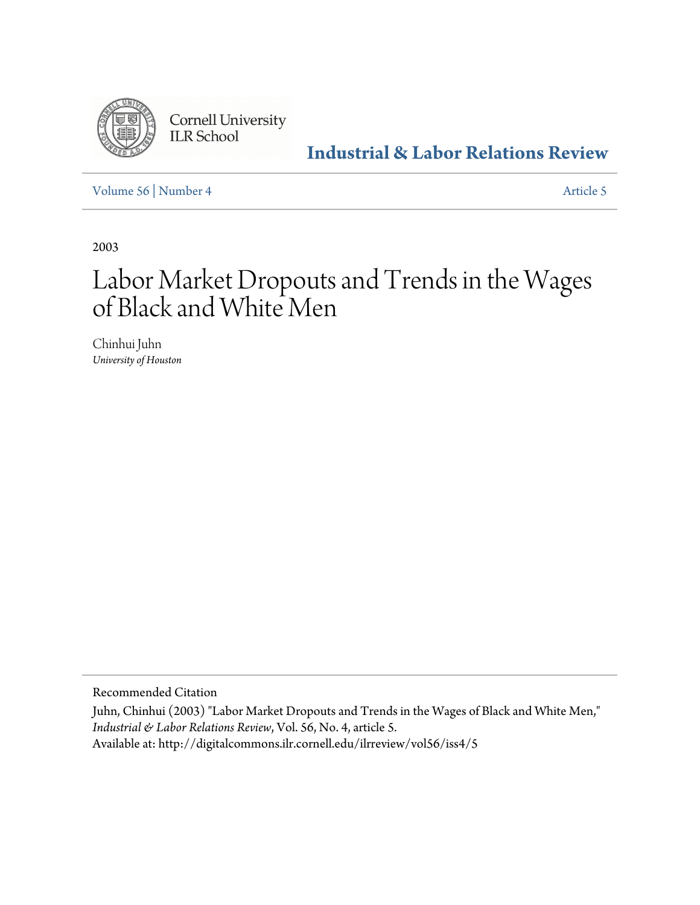Cornell University
ILR School

**Industrial & Labor Relations Review**

Volume 56 | Number 4 | Article 5

2003

# Labor Market Dropouts and Trends in the Wages of Black and White Men

Chinhui Juhn
*University of Houston*

Recommended Citation

Juhn, Chinhui (2003) "Labor Market Dropouts and Trends in the Wages of Black and White Men," *Industrial & Labor Relations Review*, Vol. 56, No. 4, article 5.
Available at: http://digitalcommons.ilr.cornell.edu/ilrreview/vol56/iss4/5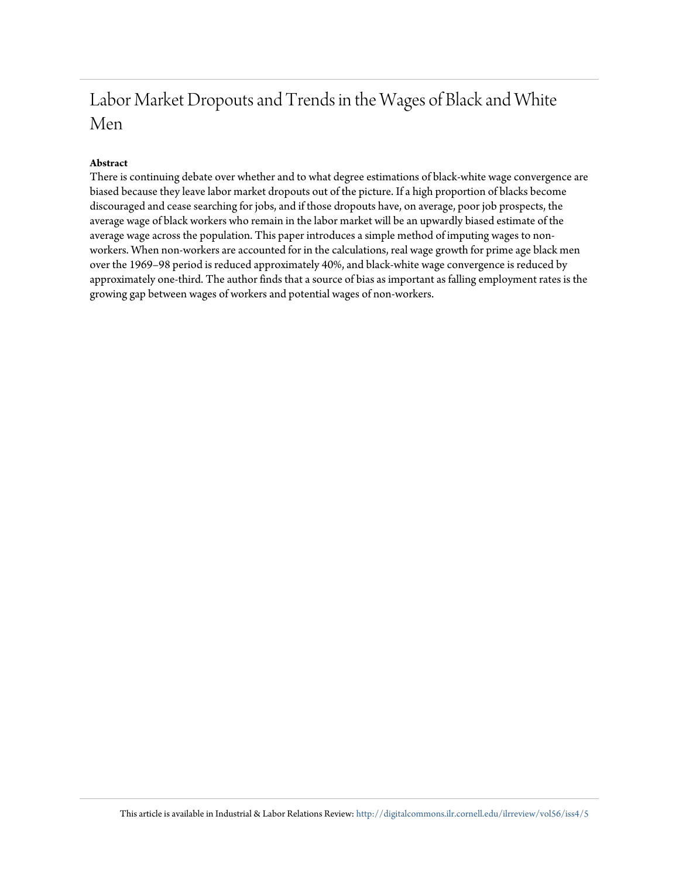# Labor Market Dropouts and Trends in the Wages of Black and White Men

**Abstract**

There is continuing debate over whether and to what degree estimations of black-white wage convergence are biased because they leave labor market dropouts out of the picture. If a high proportion of blacks become discouraged and cease searching for jobs, and if those dropouts have, on average, poor job prospects, the average wage of black workers who remain in the labor market will be an upwardly biased estimate of the average wage across the population. This paper introduces a simple method of imputing wages to non-workers. When non-workers are accounted for in the calculations, real wage growth for prime age black men over the 1969–98 period is reduced approximately 40%, and black-white wage convergence is reduced by approximately one-third. The author finds that a source of bias as important as falling employment rates is the growing gap between wages of workers and potential wages of non-workers.

This article is available in Industrial & Labor Relations Review: http://digitalcommons.ilr.cornell.edu/ilrreview/vol56/iss4/5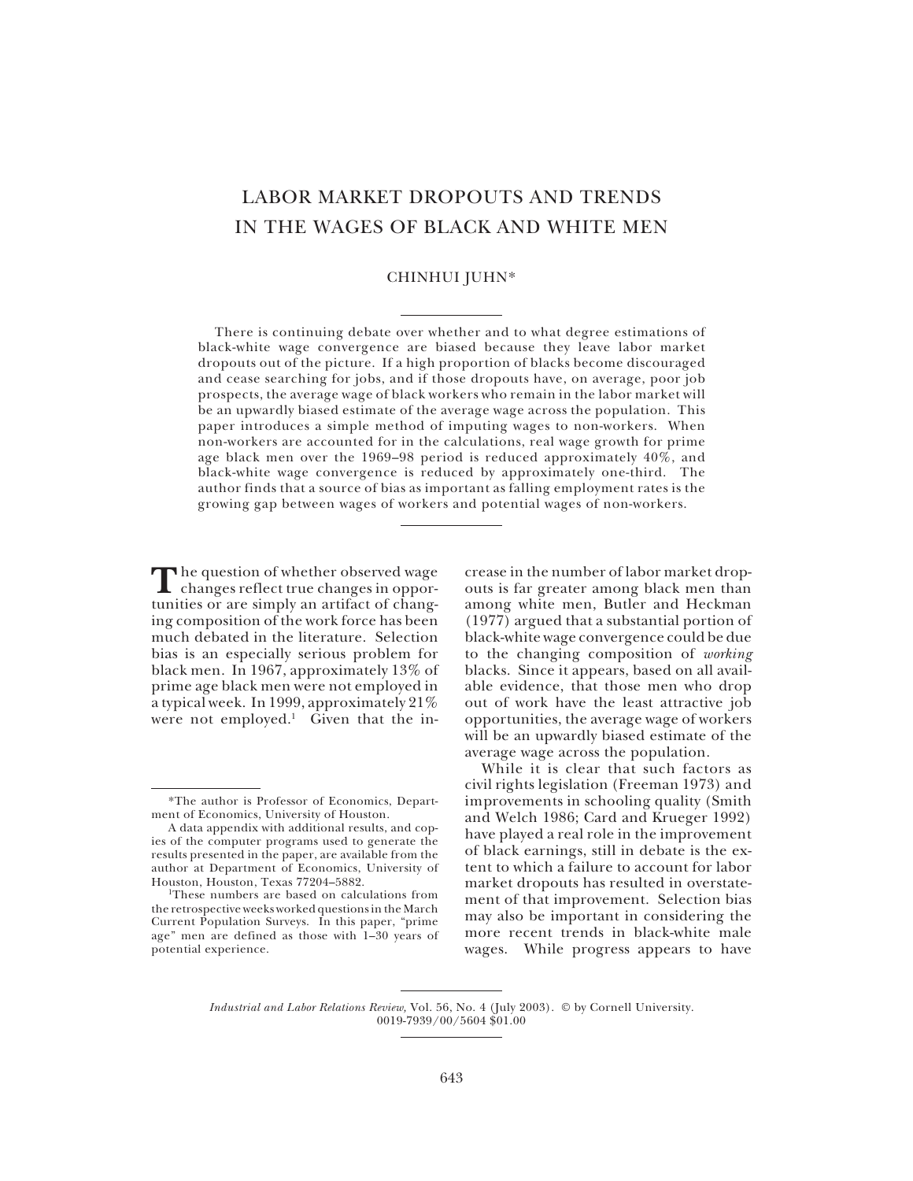# LABOR MARKET DROPOUTS AND TRENDS IN THE WAGES OF BLACK AND WHITE MEN

CHINHUI JUHN*

There is continuing debate over whether and to what degree estimations of black-white wage convergence are biased because they leave labor market dropouts out of the picture. If a high proportion of blacks become discouraged and cease searching for jobs, and if those dropouts have, on average, poor job prospects, the average wage of black workers who remain in the labor market will be an upwardly biased estimate of the average wage across the population. This paper introduces a simple method of imputing wages to non-workers. When non-workers are accounted for in the calculations, real wage growth for prime age black men over the 1969–98 period is reduced approximately 40%, and black-white wage convergence is reduced by approximately one-third. The author finds that a source of bias as important as falling employment rates is the growing gap between wages of workers and potential wages of non-workers.

The question of whether observed wage changes reflect true changes in opportunities or are simply an artifact of changing composition of the work force has been much debated in the literature. Selection bias is an especially serious problem for black men. In 1967, approximately 13% of prime age black men were not employed in a typical week. In 1999, approximately 21% were not employed.[1] Given that the increase in the number of labor market dropouts is far greater among black men than among white men, Butler and Heckman (1977) argued that a substantial portion of black-white wage convergence could be due to the changing composition of *working* blacks. Since it appears, based on all available evidence, that those men who drop out of work have the least attractive job opportunities, the average wage of workers will be an upwardly biased estimate of the average wage across the population.

While it is clear that such factors as civil rights legislation (Freeman 1973) and improvements in schooling quality (Smith and Welch 1986; Card and Krueger 1992) have played a real role in the improvement of black earnings, still in debate is the extent to which a failure to account for labor market dropouts has resulted in overstatement of that improvement. Selection bias may also be important in considering the more recent trends in black-white male wages. While progress appears to have

---

*The author is Professor of Economics, Department of Economics, University of Houston.

A data appendix with additional results, and copies of the computer programs used to generate the results presented in the paper, are available from the author at Department of Economics, University of Houston, Houston, Texas 77204–5882.

[1]These numbers are based on calculations from the retrospective weeks worked questions in the March Current Population Surveys. In this paper, "prime age" men are defined as those with 1–30 years of potential experience.

*Industrial and Labor Relations Review,* Vol. 56, No. 4 (July 2003). © by Cornell University. 0019-7939/00/5604 $01.00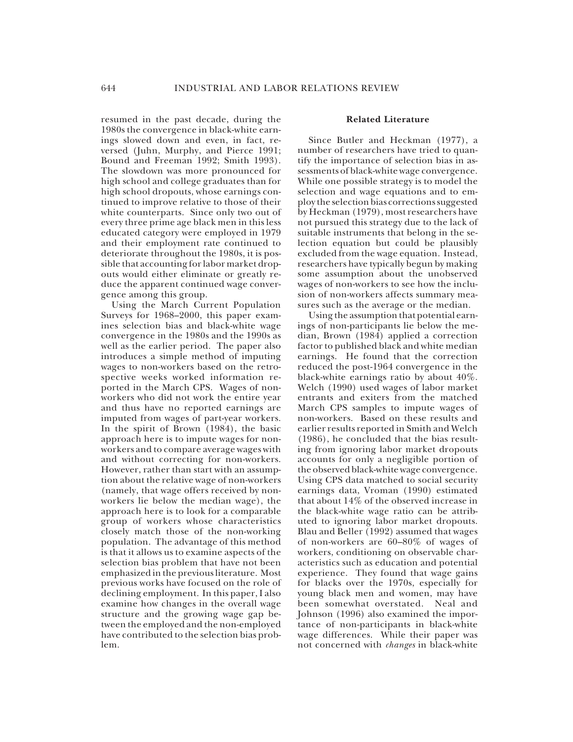resumed in the past decade, during the 1980s the convergence in black-white earnings slowed down and even, in fact, reversed (Juhn, Murphy, and Pierce 1991; Bound and Freeman 1992; Smith 1993). The slowdown was more pronounced for high school and college graduates than for high school dropouts, whose earnings continued to improve relative to those of their white counterparts. Since only two out of every three prime age black men in this less educated category were employed in 1979 and their employment rate continued to deteriorate throughout the 1980s, it is possible that accounting for labor market dropouts would either eliminate or greatly reduce the apparent continued wage convergence among this group.

Using the March Current Population Surveys for 1968–2000, this paper examines selection bias and black-white wage convergence in the 1980s and the 1990s as well as the earlier period. The paper also introduces a simple method of imputing wages to non-workers based on the retrospective weeks worked information reported in the March CPS. Wages of non-workers who did not work the entire year and thus have no reported earnings are imputed from wages of part-year workers. In the spirit of Brown (1984), the basic approach here is to impute wages for non-workers and to compare average wages with and without correcting for non-workers. However, rather than start with an assumption about the relative wage of non-workers (namely, that wage offers received by non-workers lie below the median wage), the approach here is to look for a comparable group of workers whose characteristics closely match those of the non-working population. The advantage of this method is that it allows us to examine aspects of the selection bias problem that have not been emphasized in the previous literature. Most previous works have focused on the role of declining employment. In this paper, I also examine how changes in the overall wage structure and the growing wage gap between the employed and the non-employed have contributed to the selection bias problem.

## Related Literature

Since Butler and Heckman (1977), a number of researchers have tried to quantify the importance of selection bias in assessments of black-white wage convergence. While one possible strategy is to model the selection and wage equations and to employ the selection bias corrections suggested by Heckman (1979), most researchers have not pursued this strategy due to the lack of suitable instruments that belong in the selection equation but could be plausibly excluded from the wage equation. Instead, researchers have typically begun by making some assumption about the unobserved wages of non-workers to see how the inclusion of non-workers affects summary measures such as the average or the median.

Using the assumption that potential earnings of non-participants lie below the median, Brown (1984) applied a correction factor to published black and white median earnings. He found that the correction reduced the post-1964 convergence in the black-white earnings ratio by about 40%. Welch (1990) used wages of labor market entrants and exiters from the matched March CPS samples to impute wages of non-workers. Based on these results and earlier results reported in Smith and Welch (1986), he concluded that the bias resulting from ignoring labor market dropouts accounts for only a negligible portion of the observed black-white wage convergence. Using CPS data matched to social security earnings data, Vroman (1990) estimated that about 14% of the observed increase in the black-white wage ratio can be attributed to ignoring labor market dropouts. Blau and Beller (1992) assumed that wages of non-workers are 60–80% of wages of workers, conditioning on observable characteristics such as education and potential experience. They found that wage gains for blacks over the 1970s, especially for young black men and women, may have been somewhat overstated. Neal and Johnson (1996) also examined the importance of non-participants in black-white wage differences. While their paper was not concerned with *changes* in black-white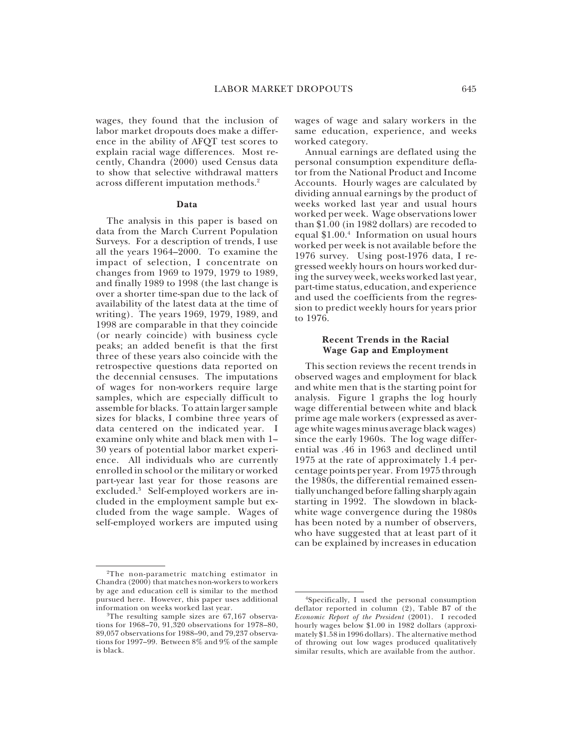wages, they found that the inclusion of labor market dropouts does make a difference in the ability of AFQT test scores to explain racial wage differences. Most recently, Chandra (2000) used Census data to show that selective withdrawal matters across different imputation methods.[2]

### Data

The analysis in this paper is based on data from the March Current Population Surveys. For a description of trends, I use all the years 1964–2000. To examine the impact of selection, I concentrate on changes from 1969 to 1979, 1979 to 1989, and finally 1989 to 1998 (the last change is over a shorter time-span due to the lack of availability of the latest data at the time of writing). The years 1969, 1979, 1989, and 1998 are comparable in that they coincide (or nearly coincide) with business cycle peaks; an added benefit is that the first three of these years also coincide with the retrospective questions data reported on the decennial censuses. The imputations of wages for non-workers require large samples, which are especially difficult to assemble for blacks. To attain larger sample sizes for blacks, I combine three years of data centered on the indicated year. I examine only white and black men with 1–30 years of potential labor market experience. All individuals who are currently enrolled in school or the military or worked part-year last year for those reasons are excluded.[3] Self-employed workers are included in the employment sample but excluded from the wage sample. Wages of self-employed workers are imputed using wages of wage and salary workers in the same education, experience, and weeks worked category.

Annual earnings are deflated using the personal consumption expenditure deflator from the National Product and Income Accounts. Hourly wages are calculated by dividing annual earnings by the product of weeks worked last year and usual hours worked per week. Wage observations lower than $1.00 (in 1982 dollars) are recoded to equal $1.00.[4] Information on usual hours worked per week is not available before the 1976 survey. Using post-1976 data, I regressed weekly hours on hours worked during the survey week, weeks worked last year, part-time status, education, and experience and used the coefficients from the regression to predict weekly hours for years prior to 1976.

### Recent Trends in the Racial Wage Gap and Employment

This section reviews the recent trends in observed wages and employment for black and white men that is the starting point for analysis. Figure 1 graphs the log hourly wage differential between white and black prime age male workers (expressed as average white wages minus average black wages) since the early 1960s. The log wage differential was .46 in 1963 and declined until 1975 at the rate of approximately 1.4 percentage points per year. From 1975 through the 1980s, the differential remained essentially unchanged before falling sharply again starting in 1992. The slowdown in black-white wage convergence during the 1980s has been noted by a number of observers, who have suggested that at least part of it can be explained by increases in education

---

[2]The non-parametric matching estimator in Chandra (2000) that matches non-workers to workers by age and education cell is similar to the method pursued here. However, this paper uses additional information on weeks worked last year.

[3]The resulting sample sizes are 67,167 observations for 1968–70, 91,320 observations for 1978–80, 89,057 observations for 1988–90, and 79,237 observations for 1997–99. Between 8% and 9% of the sample is black.

[4]Specifically, I used the personal consumption deflator reported in column (2), Table B7 of the *Economic Report of the President* (2001). I recoded hourly wages below $1.00 in 1982 dollars (approximately $1.58 in 1996 dollars). The alternative method of throwing out low wages produced qualitatively similar results, which are available from the author.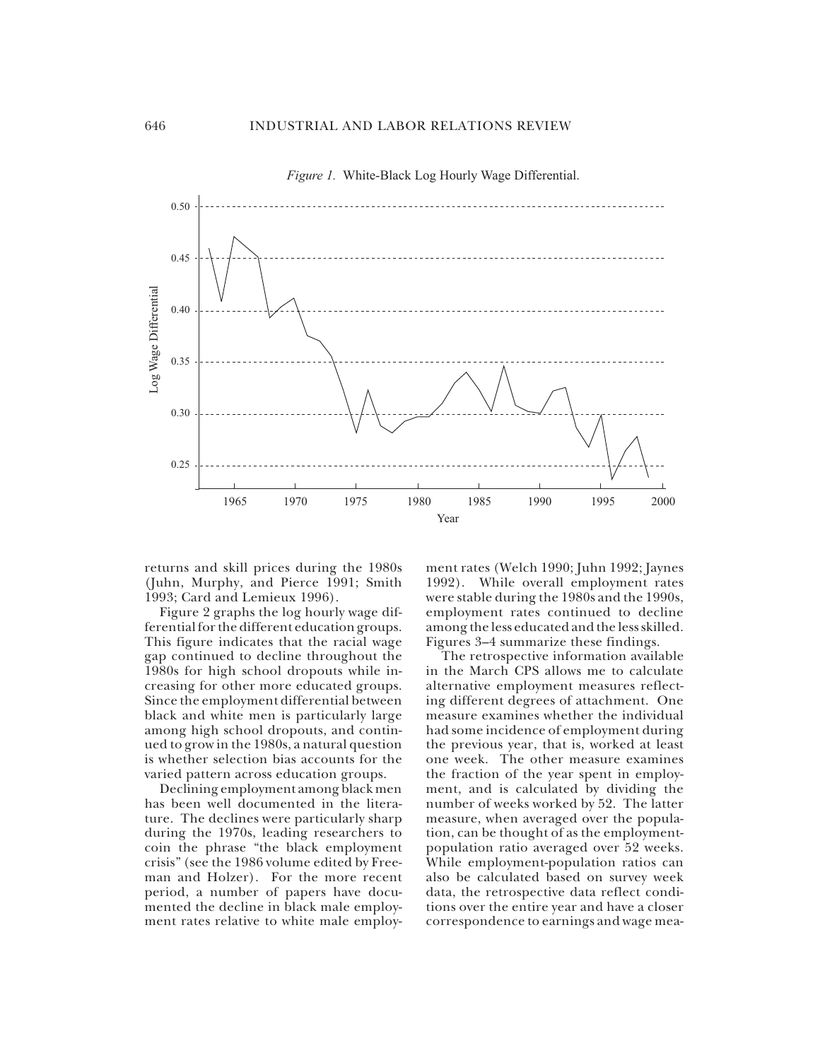*Figure 1.* White-Black Log Hourly Wage Differential.

returns and skill prices during the 1980s (Juhn, Murphy, and Pierce 1991; Smith 1993; Card and Lemieux 1996).

Figure 2 graphs the log hourly wage differential for the different education groups. This figure indicates that the racial wage gap continued to decline throughout the 1980s for high school dropouts while increasing for other more educated groups. Since the employment differential between black and white men is particularly large among high school dropouts, and continued to grow in the 1980s, a natural question is whether selection bias accounts for the varied pattern across education groups.

Declining employment among black men has been well documented in the literature. The declines were particularly sharp during the 1970s, leading researchers to coin the phrase "the black employment crisis" (see the 1986 volume edited by Freeman and Holzer). For the more recent period, a number of papers have documented the decline in black male employment rates relative to white male employment rates (Welch 1990; Juhn 1992; Jaynes 1992). While overall employment rates were stable during the 1980s and the 1990s, employment rates continued to decline among the less educated and the less skilled. Figures 3–4 summarize these findings.

The retrospective information available in the March CPS allows me to calculate alternative employment measures reflecting different degrees of attachment. One measure examines whether the individual had some incidence of employment during the previous year, that is, worked at least one week. The other measure examines the fraction of the year spent in employment, and is calculated by dividing the number of weeks worked by 52. The latter measure, when averaged over the population, can be thought of as the employment-population ratio averaged over 52 weeks. While employment-population ratios can also be calculated based on survey week data, the retrospective data reflect conditions over the entire year and have a closer correspondence to earnings and wage mea-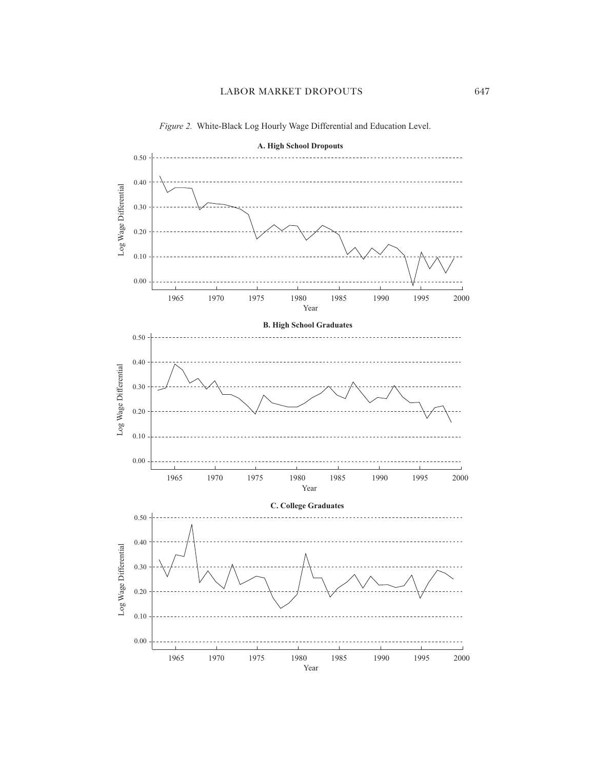*Figure 2.* White-Black Log Hourly Wage Differential and Education Level.

**A. High School Dropouts**

**B. High School Graduates**

**C. College Graduates**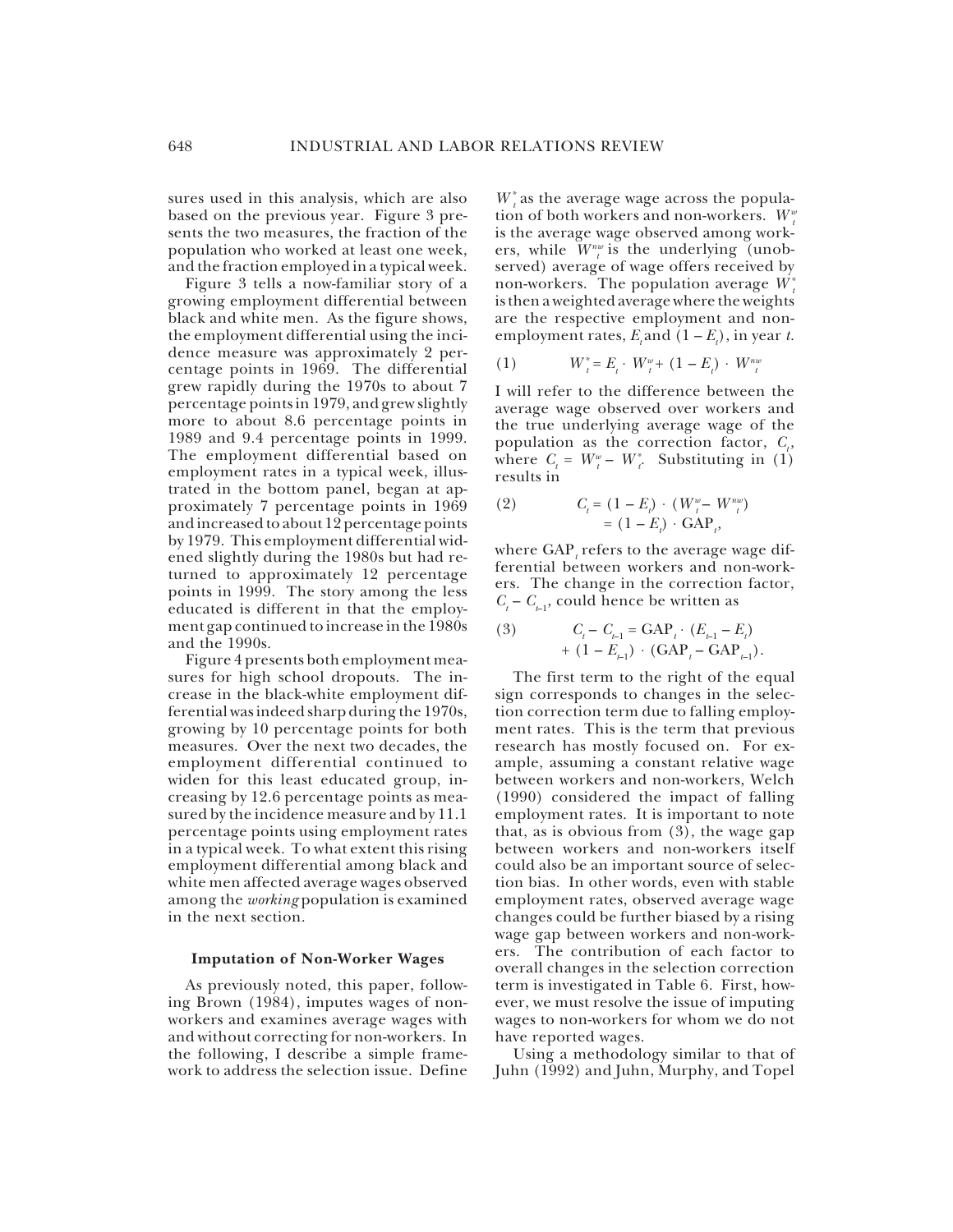sures used in this analysis, which are also based on the previous year. Figure 3 presents the two measures, the fraction of the population who worked at least one week, and the fraction employed in a typical week.

Figure 3 tells a now-familiar story of a growing employment differential between black and white men. As the figure shows, the employment differential using the incidence measure was approximately 2 percentage points in 1969. The differential grew rapidly during the 1970s to about 7 percentage points in 1979, and grew slightly more to about 8.6 percentage points in 1989 and 9.4 percentage points in 1999. The employment differential based on employment rates in a typical week, illustrated in the bottom panel, began at approximately 7 percentage points in 1969 and increased to about 12 percentage points by 1979. This employment differential widened slightly during the 1980s but had returned to approximately 12 percentage points in 1999. The story among the less educated is different in that the employment gap continued to increase in the 1980s and the 1990s.

Figure 4 presents both employment measures for high school dropouts. The increase in the black-white employment differential was indeed sharp during the 1970s, growing by 10 percentage points for both measures. Over the next two decades, the employment differential continued to widen for this least educated group, increasing by 12.6 percentage points as measured by the incidence measure and by 11.1 percentage points using employment rates in a typical week. To what extent this rising employment differential among black and white men affected average wages observed among the *working* population is examined in the next section.

### Imputation of Non-Worker Wages

As previously noted, this paper, following Brown (1984), imputes wages of non-workers and examines average wages with and without correcting for non-workers. In the following, I describe a simple framework to address the selection issue. Define $W_t^*$ as the average wage across the population of both workers and non-workers. $W_t^w$ is the average wage observed among workers, while $W_t^{nw}$ is the underlying (unobserved) average of wage offers received by non-workers. The population average $W_t^*$ is then a weighted average where the weights are the respective employment and non-employment rates, $E_t$ and $(1 - E_t)$, in year $t$.

$$(1) \qquad W_t^* = E_t \cdot W_t^w + (1 - E_t) \cdot W_t^{nw}$$

I will refer to the difference between the average wage observed over workers and the true underlying average wage of the population as the correction factor, $C_t$, where $C_t = W_t^w - W_t^*$. Substituting in (1) results in

$$(2) \qquad C_t = (1 - E_t) \cdot (W_t^w - W_t^{nw}) = (1 - E_t) \cdot \text{GAP}_t,$$

where $\text{GAP}_t$ refers to the average wage differential between workers and non-workers. The change in the correction factor, $C_t - C_{t-1}$, could hence be written as

$$(3) \qquad C_t - C_{t-1} = \text{GAP}_t \cdot (E_{t-1} - E_t) + (1 - E_{t-1}) \cdot (\text{GAP}_t - \text{GAP}_{t-1}).$$

The first term to the right of the equal sign corresponds to changes in the selection correction term due to falling employment rates. This is the term that previous research has mostly focused on. For example, assuming a constant relative wage between workers and non-workers, Welch (1990) considered the impact of falling employment rates. It is important to note that, as is obvious from (3), the wage gap between workers and non-workers itself could also be an important source of selection bias. In other words, even with stable employment rates, observed average wage changes could be further biased by a rising wage gap between workers and non-workers. The contribution of each factor to overall changes in the selection correction term is investigated in Table 6. First, however, we must resolve the issue of imputing wages to non-workers for whom we do not have reported wages.

Using a methodology similar to that of Juhn (1992) and Juhn, Murphy, and Topel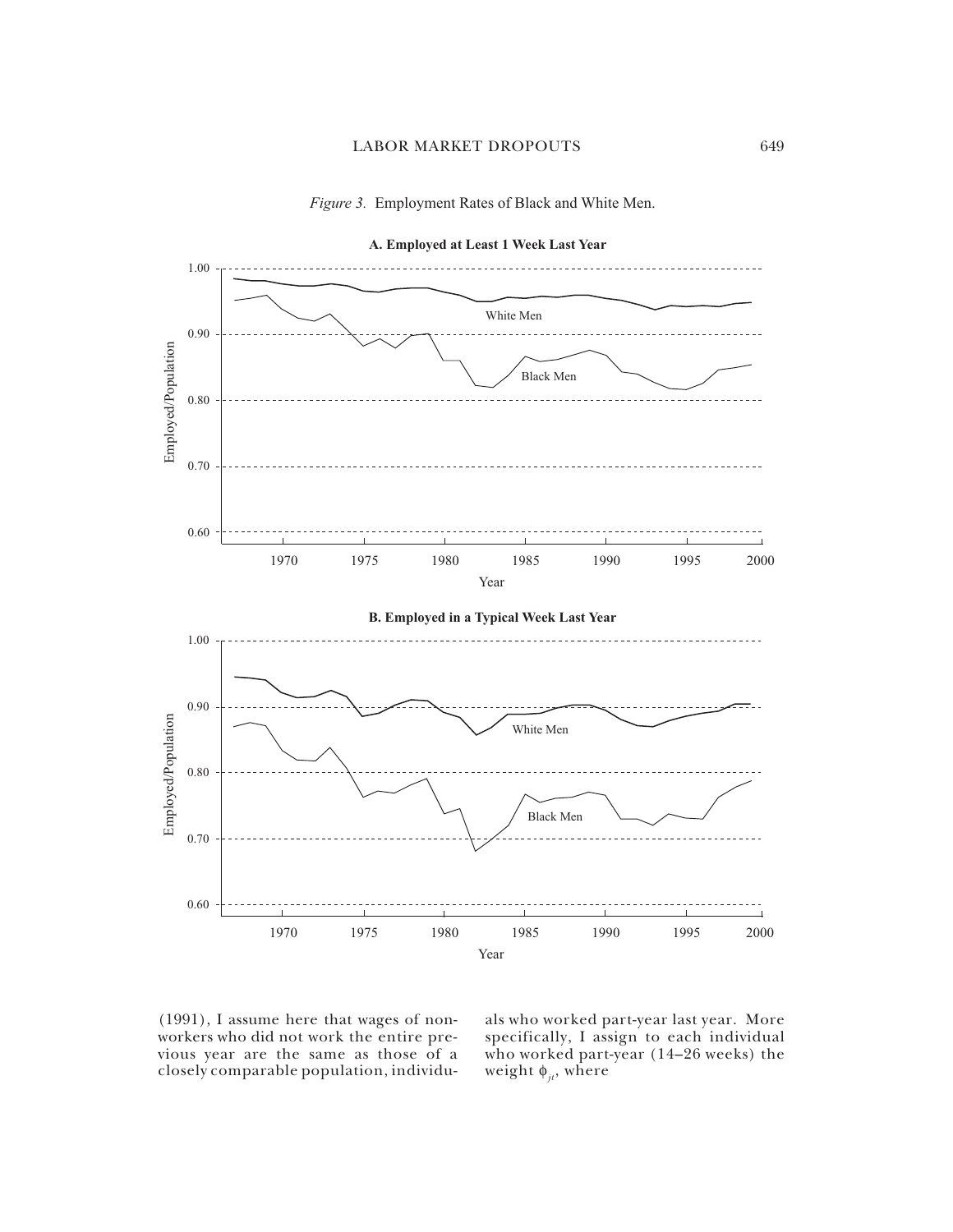*Figure 3.* Employment Rates of Black and White Men.

(1991), I assume here that wages of non-workers who did not work the entire previous year are the same as those of a closely comparable population, individuals who worked part-year last year. More specifically, I assign to each individual who worked part-year (14–26 weeks) the weight $\phi_{jt}$, where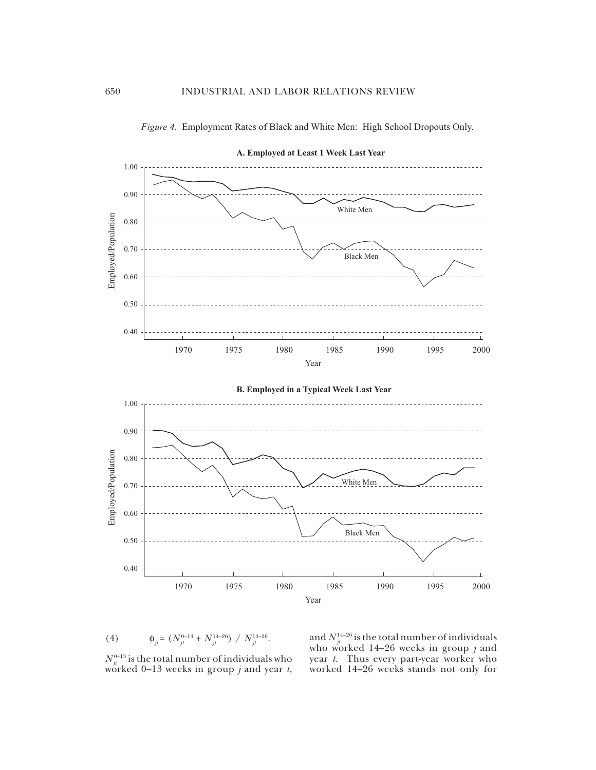*Figure 4.* Employment Rates of Black and White Men: High School Dropouts Only.

**A. Employed at Least 1 Week Last Year**

**B. Employed in a Typical Week Last Year**

$$(4) \qquad \phi_{jt} = (N_{jt}^{0\text{–}13} + N_{jt}^{14\text{–}26}) \ / \ N_{jt}^{14\text{–}26}.$$

$N_{jt}^{0\text{–}13}$ is the total number of individuals who worked 0–13 weeks in group $j$ and year $t$, and $N_{jt}^{14\text{–}26}$ is the total number of individuals who worked 14–26 weeks in group $j$ and year $t$. Thus every part-year worker who worked 14–26 weeks stands not only for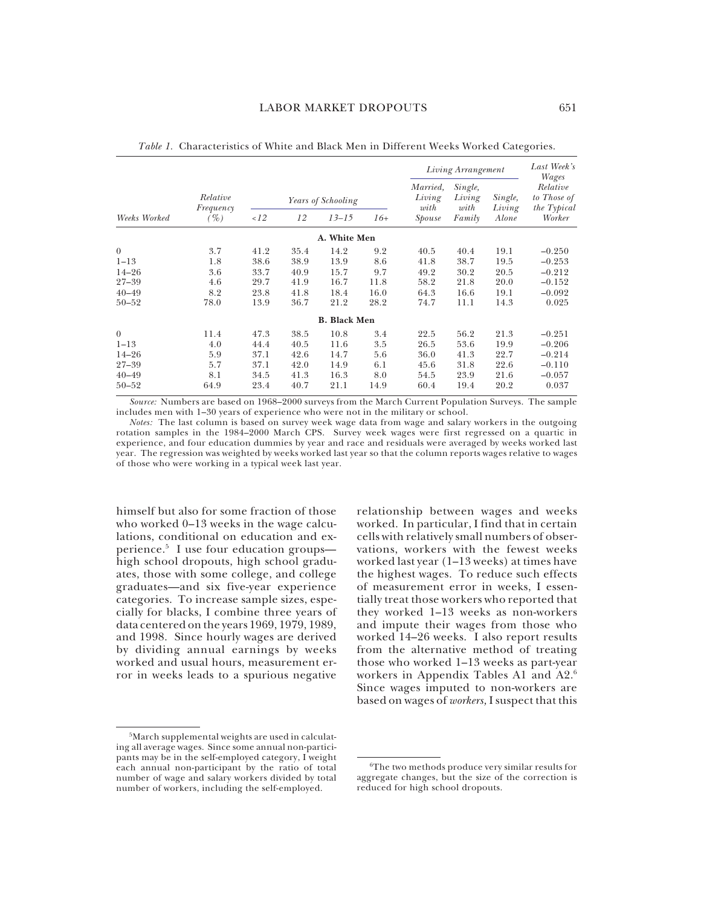*Table 1.* Characteristics of White and Black Men in Different Weeks Worked Categories.

| Weeks Worked | Relative Frequency (%) | Years of Schooling | | | | Living Arrangement | | | Last Week's Wages Relative to Those of the Typical Worker |
|---|---|---|---|---|---|---|---|---|---|
| | | <12 | 12 | 13–15 | 16+ | Married, Living with Spouse | Single, Living with Family | Single, Living Alone | |
| **A. White Men** | | | | | | | | | |
| 0 | 3.7 | 41.2 | 35.4 | 14.2 | 9.2 | 40.5 | 40.4 | 19.1 | −0.250 |
| 1–13 | 1.8 | 38.6 | 38.9 | 13.9 | 8.6 | 41.8 | 38.7 | 19.5 | −0.253 |
| 14–26 | 3.6 | 33.7 | 40.9 | 15.7 | 9.7 | 49.2 | 30.2 | 20.5 | −0.212 |
| 27–39 | 4.6 | 29.7 | 41.9 | 16.7 | 11.8 | 58.2 | 21.8 | 20.0 | −0.152 |
| 40–49 | 8.2 | 23.8 | 41.8 | 18.4 | 16.0 | 64.3 | 16.6 | 19.1 | −0.092 |
| 50–52 | 78.0 | 13.9 | 36.7 | 21.2 | 28.2 | 74.7 | 11.1 | 14.3 | 0.025 |
| **B. Black Men** | | | | | | | | | |
| 0 | 11.4 | 47.3 | 38.5 | 10.8 | 3.4 | 22.5 | 56.2 | 21.3 | −0.251 |
| 1–13 | 4.0 | 44.4 | 40.5 | 11.6 | 3.5 | 26.5 | 53.6 | 19.9 | −0.206 |
| 14–26 | 5.9 | 37.1 | 42.6 | 14.7 | 5.6 | 36.0 | 41.3 | 22.7 | −0.214 |
| 27–39 | 5.7 | 37.1 | 42.0 | 14.9 | 6.1 | 45.6 | 31.8 | 22.6 | −0.110 |
| 40–49 | 8.1 | 34.5 | 41.3 | 16.3 | 8.0 | 54.5 | 23.9 | 21.6 | −0.057 |
| 50–52 | 64.9 | 23.4 | 40.7 | 21.1 | 14.9 | 60.4 | 19.4 | 20.2 | 0.037 |

*Source:* Numbers are based on 1968–2000 surveys from the March Current Population Surveys. The sample includes men with 1–30 years of experience who were not in the military or school.

*Notes:* The last column is based on survey week wage data from wage and salary workers in the outgoing rotation samples in the 1984–2000 March CPS. Survey week wages were first regressed on a quartic in experience, and four education dummies by year and race and residuals were averaged by weeks worked last year. The regression was weighted by weeks worked last year so that the column reports wages relative to wages of those who were working in a typical week last year.

himself but also for some fraction of those who worked 0–13 weeks in the wage calculations, conditional on education and experience.[5] I use four education groups—high school dropouts, high school graduates, those with some college, and college graduates—and six five-year experience categories. To increase sample sizes, especially for blacks, I combine three years of data centered on the years 1969, 1979, 1989, and 1998. Since hourly wages are derived by dividing annual earnings by weeks worked and usual hours, measurement error in weeks leads to a spurious negative relationship between wages and weeks worked. In particular, I find that in certain cells with relatively small numbers of observations, workers with the fewest weeks worked last year (1–13 weeks) at times have the highest wages. To reduce such effects of measurement error in weeks, I essentially treat those workers who reported that they worked 1–13 weeks as non-workers and impute their wages from those who worked 14–26 weeks. I also report results from the alternative method of treating those who worked 1–13 weeks as part-year workers in Appendix Tables A1 and A2.[6] Since wages imputed to non-workers are based on wages of *workers,* I suspect that this

[5]March supplemental weights are used in calculating all average wages. Since some annual non-participants may be in the self-employed category, I weight each annual non-participant by the ratio of total number of wage and salary workers divided by total number of workers, including the self-employed.

[6]The two methods produce very similar results for aggregate changes, but the size of the correction is reduced for high school dropouts.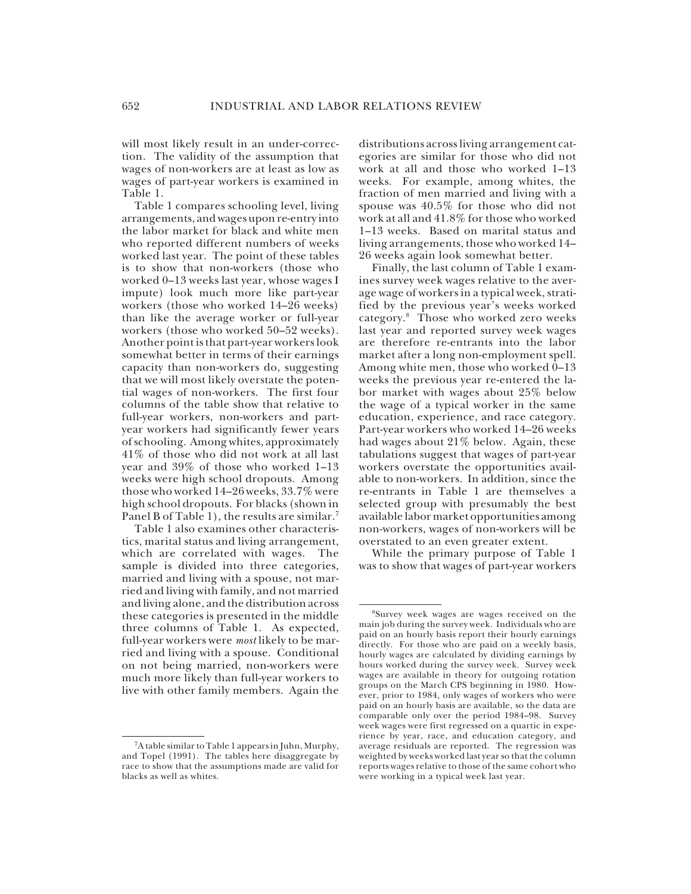will most likely result in an under-correction. The validity of the assumption that wages of non-workers are at least as low as wages of part-year workers is examined in Table 1.

Table 1 compares schooling level, living arrangements, and wages upon re-entry into the labor market for black and white men who reported different numbers of weeks worked last year. The point of these tables is to show that non-workers (those who worked 0–13 weeks last year, whose wages I impute) look much more like part-year workers (those who worked 14–26 weeks) than like the average worker or full-year workers (those who worked 50–52 weeks). Another point is that part-year workers look somewhat better in terms of their earnings capacity than non-workers do, suggesting that we will most likely overstate the potential wages of non-workers. The first four columns of the table show that relative to full-year workers, non-workers and part-year workers had significantly fewer years of schooling. Among whites, approximately 41% of those who did not work at all last year and 39% of those who worked 1–13 weeks were high school dropouts. Among those who worked 14–26 weeks, 33.7% were high school dropouts. For blacks (shown in Panel B of Table 1), the results are similar.[7]

Table 1 also examines other characteristics, marital status and living arrangement, which are correlated with wages. The sample is divided into three categories, married and living with a spouse, not married and living with family, and not married and living alone, and the distribution across these categories is presented in the middle three columns of Table 1. As expected, full-year workers were *most* likely to be married and living with a spouse. Conditional on not being married, non-workers were much more likely than full-year workers to live with other family members. Again the distributions across living arrangement categories are similar for those who did not work at all and those who worked 1–13 weeks. For example, among whites, the fraction of men married and living with a spouse was 40.5% for those who did not work at all and 41.8% for those who worked 1–13 weeks. Based on marital status and living arrangements, those who worked 14–26 weeks again look somewhat better.

Finally, the last column of Table 1 examines survey week wages relative to the average wage of workers in a typical week, stratified by the previous year's weeks worked category.[8] Those who worked zero weeks last year and reported survey week wages are therefore re-entrants into the labor market after a long non-employment spell. Among white men, those who worked 0–13 weeks the previous year re-entered the labor market with wages about 25% below the wage of a typical worker in the same education, experience, and race category. Part-year workers who worked 14–26 weeks had wages about 21% below. Again, these tabulations suggest that wages of part-year workers overstate the opportunities available to non-workers. In addition, since the re-entrants in Table 1 are themselves a selected group with presumably the best available labor market opportunities among non-workers, wages of non-workers will be overstated to an even greater extent.

While the primary purpose of Table 1 was to show that wages of part-year workers

---

[7]A table similar to Table 1 appears in Juhn, Murphy, and Topel (1991). The tables here disaggregate by race to show that the assumptions made are valid for blacks as well as whites.

[8]Survey week wages are wages received on the main job during the survey week. Individuals who are paid on an hourly basis report their hourly earnings directly. For those who are paid on a weekly basis, hourly wages are calculated by dividing earnings by hours worked during the survey week. Survey week wages are available in theory for outgoing rotation groups on the March CPS beginning in 1980. However, prior to 1984, only wages of workers who were paid on an hourly basis are available, so the data are comparable only over the period 1984–98. Survey week wages were first regressed on a quartic in experience by year, race, and education category, and average residuals are reported. The regression was weighted by weeks worked last year so that the column reports wages relative to those of the same cohort who were working in a typical week last year.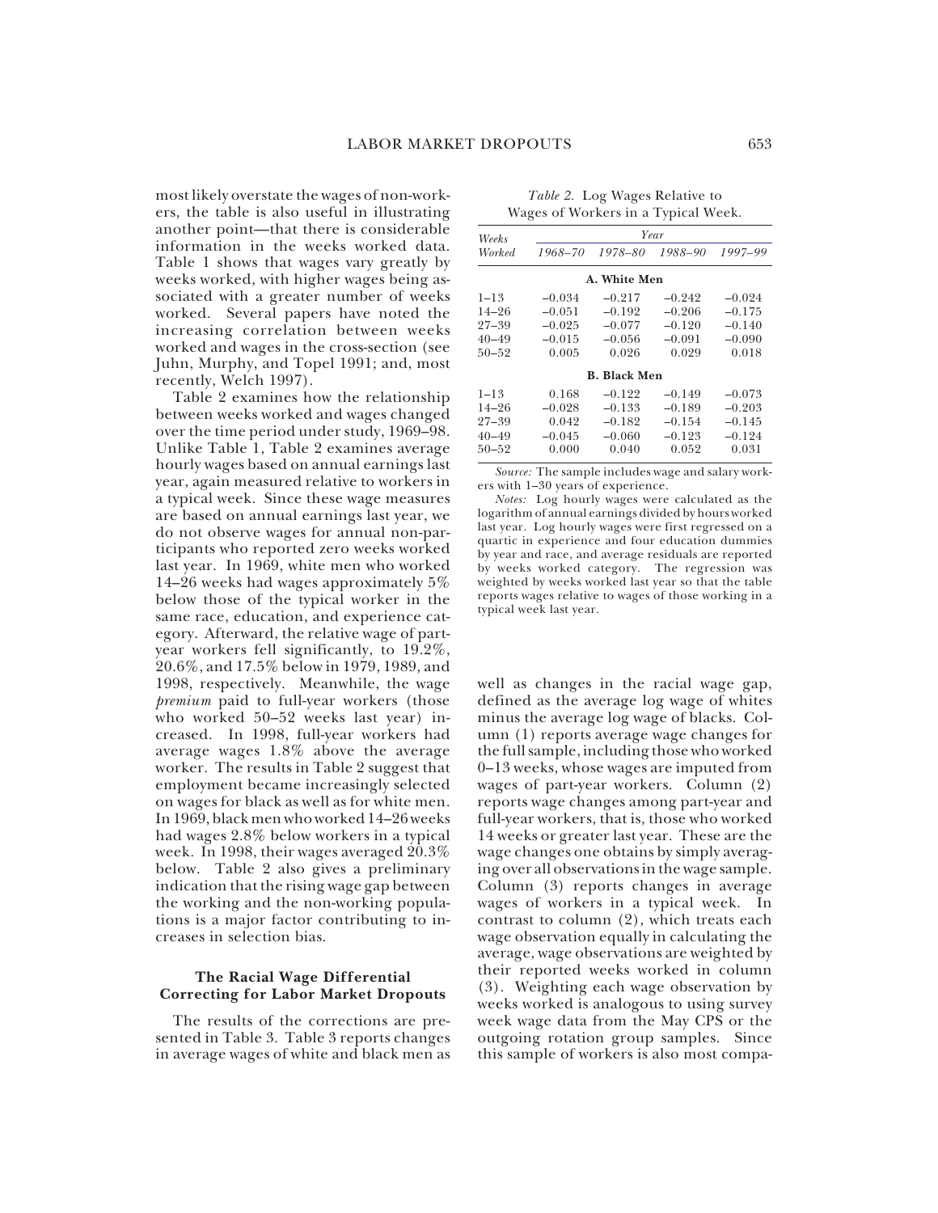most likely overstate the wages of non-workers, the table is also useful in illustrating another point—that there is considerable information in the weeks worked data. Table 1 shows that wages vary greatly by weeks worked, with higher wages being associated with a greater number of weeks worked. Several papers have noted the increasing correlation between weeks worked and wages in the cross-section (see Juhn, Murphy, and Topel 1991; and, most recently, Welch 1997).

Table 2 examines how the relationship between weeks worked and wages changed over the time period under study, 1969–98. Unlike Table 1, Table 2 examines average hourly wages based on annual earnings last year, again measured relative to workers in a typical week. Since these wage measures are based on annual earnings last year, we do not observe wages for annual non-participants who reported zero weeks worked last year. In 1969, white men who worked 14–26 weeks had wages approximately 5% below those of the typical worker in the same race, education, and experience category. Afterward, the relative wage of part-year workers fell significantly, to 19.2%, 20.6%, and 17.5% below in 1979, 1989, and 1998, respectively. Meanwhile, the wage *premium* paid to full-year workers (those who worked 50–52 weeks last year) increased. In 1998, full-year workers had average wages 1.8% above the average worker. The results in Table 2 suggest that employment became increasingly selected on wages for black as well as for white men. In 1969, black men who worked 14–26 weeks had wages 2.8% below workers in a typical week. In 1998, their wages averaged 20.3% below. Table 2 also gives a preliminary indication that the rising wage gap between the working and the non-working populations is a major factor contributing to increases in selection bias.

*Table 2.* Log Wages Relative to Wages of Workers in a Typical Week.

| Weeks Worked | Year | | | |
|---|---|---|---|---|
| | *1968–70* | *1978–80* | *1988–90* | *1997–99* |
| **A. White Men** | | | | |
| 1–13 | −0.034 | −0.217 | −0.242 | −0.024 |
| 14–26 | −0.051 | −0.192 | −0.206 | −0.175 |
| 27–39 | −0.025 | −0.077 | −0.120 | −0.140 |
| 40–49 | −0.015 | −0.056 | −0.091 | −0.090 |
| 50–52 | 0.005 | 0.026 | 0.029 | 0.018 |
| **B. Black Men** | | | | |
| 1–13 | 0.168 | −0.122 | −0.149 | −0.073 |
| 14–26 | −0.028 | −0.133 | −0.189 | −0.203 |
| 27–39 | 0.042 | −0.182 | −0.154 | −0.145 |
| 40–49 | −0.045 | −0.060 | −0.123 | −0.124 |
| 50–52 | 0.000 | 0.040 | 0.052 | 0.031 |

*Source:* The sample includes wage and salary workers with 1–30 years of experience.

*Notes:* Log hourly wages were calculated as the logarithm of annual earnings divided by hours worked last year. Log hourly wages were first regressed on a quartic in experience and four education dummies by year and race, and average residuals are reported by weeks worked category. The regression was weighted by weeks worked last year so that the table reports wages relative to wages of those working in a typical week last year.

### The Racial Wage Differential Correcting for Labor Market Dropouts

The results of the corrections are presented in Table 3. Table 3 reports changes in average wages of white and black men as well as changes in the racial wage gap, defined as the average log wage of whites minus the average log wage of blacks. Column (1) reports average wage changes for the full sample, including those who worked 0–13 weeks, whose wages are imputed from wages of part-year workers. Column (2) reports wage changes among part-year and full-year workers, that is, those who worked 14 weeks or greater last year. These are the wage changes one obtains by simply averaging over all observations in the wage sample. Column (3) reports changes in average wages of workers in a typical week. In contrast to column (2), which treats each wage observation equally in calculating the average, wage observations are weighted by their reported weeks worked in column (3). Weighting each wage observation by weeks worked is analogous to using survey week wage data from the May CPS or the outgoing rotation group samples. Since this sample of workers is also most compa-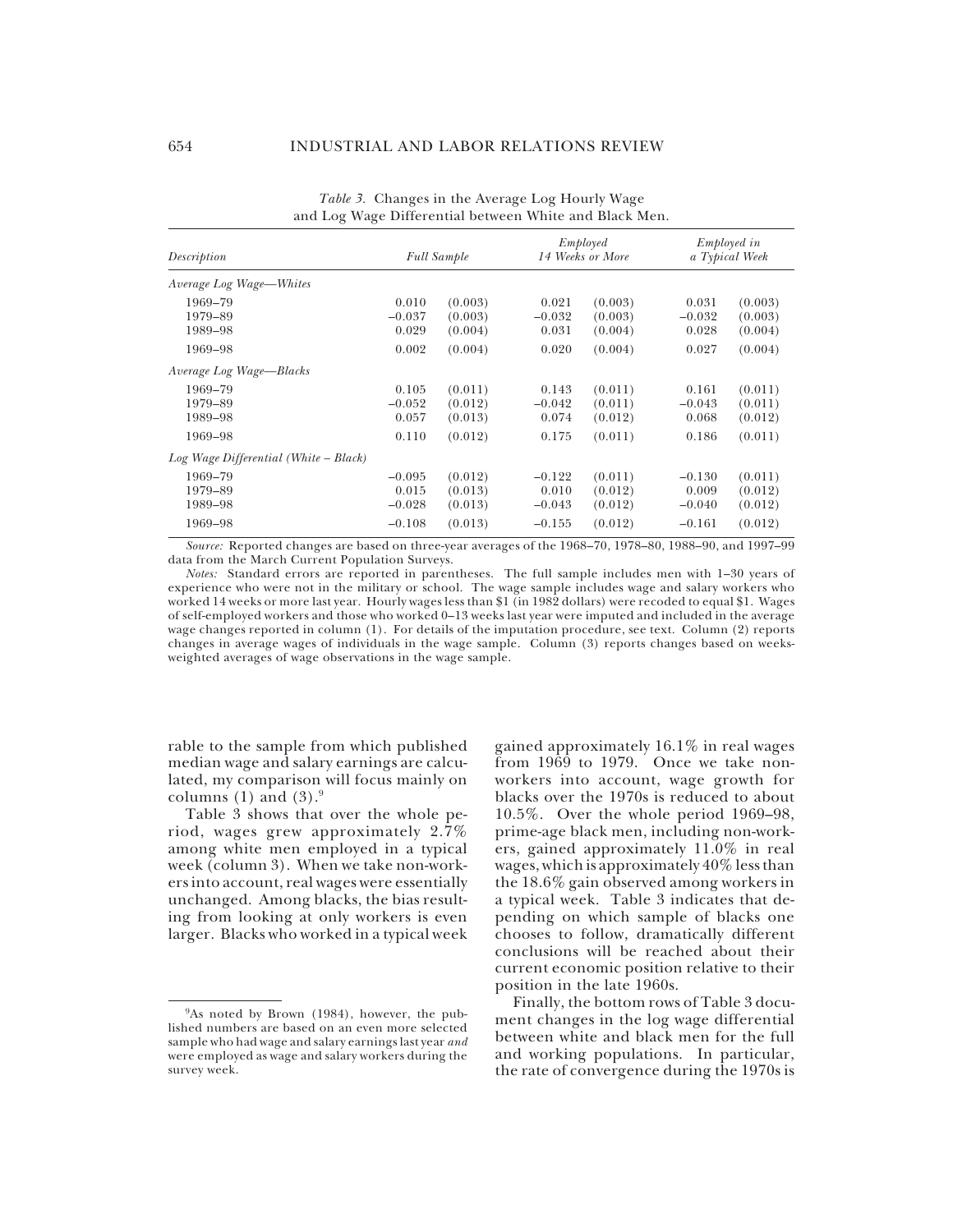*Table 3.* Changes in the Average Log Hourly Wage and Log Wage Differential between White and Black Men.

| Description | Full Sample | | Employed 14 Weeks or More | | Employed in a Typical Week | |
|---|---|---|---|---|---|---|
| *Average Log Wage—Whites* | | | | | | |
| 1969–79 | 0.010 | (0.003) | 0.021 | (0.003) | 0.031 | (0.003) |
| 1979–89 | –0.037 | (0.003) | –0.032 | (0.003) | –0.032 | (0.003) |
| 1989–98 | 0.029 | (0.004) | 0.031 | (0.004) | 0.028 | (0.004) |
| 1969–98 | 0.002 | (0.004) | 0.020 | (0.004) | 0.027 | (0.004) |
| *Average Log Wage—Blacks* | | | | | | |
| 1969–79 | 0.105 | (0.011) | 0.143 | (0.011) | 0.161 | (0.011) |
| 1979–89 | –0.052 | (0.012) | –0.042 | (0.011) | –0.043 | (0.011) |
| 1989–98 | 0.057 | (0.013) | 0.074 | (0.012) | 0.068 | (0.012) |
| 1969–98 | 0.110 | (0.012) | 0.175 | (0.011) | 0.186 | (0.011) |
| *Log Wage Differential (White – Black)* | | | | | | |
| 1969–79 | –0.095 | (0.012) | –0.122 | (0.011) | –0.130 | (0.011) |
| 1979–89 | 0.015 | (0.013) | 0.010 | (0.012) | 0.009 | (0.012) |
| 1989–98 | –0.028 | (0.013) | –0.043 | (0.012) | –0.040 | (0.012) |
| 1969–98 | –0.108 | (0.013) | –0.155 | (0.012) | –0.161 | (0.012) |

*Source:* Reported changes are based on three-year averages of the 1968–70, 1978–80, 1988–90, and 1997–99 data from the March Current Population Surveys.

*Notes:* Standard errors are reported in parentheses. The full sample includes men with 1–30 years of experience who were not in the military or school. The wage sample includes wage and salary workers who worked 14 weeks or more last year. Hourly wages less than $1 (in 1982 dollars) were recoded to equal $1. Wages of self-employed workers and those who worked 0–13 weeks last year were imputed and included in the average wage changes reported in column (1). For details of the imputation procedure, see text. Column (2) reports changes in average wages of individuals in the wage sample. Column (3) reports changes based on weeks-weighted averages of wage observations in the wage sample.

rable to the sample from which published median wage and salary earnings are calculated, my comparison will focus mainly on columns (1) and (3).[9]

Table 3 shows that over the whole period, wages grew approximately 2.7% among white men employed in a typical week (column 3). When we take non-workers into account, real wages were essentially unchanged. Among blacks, the bias resulting from looking at only workers is even larger. Blacks who worked in a typical week gained approximately 16.1% in real wages from 1969 to 1979. Once we take non-workers into account, wage growth for blacks over the 1970s is reduced to about 10.5%. Over the whole period 1969–98, prime-age black men, including non-workers, gained approximately 11.0% in real wages, which is approximately 40% less than the 18.6% gain observed among workers in a typical week. Table 3 indicates that depending on which sample of blacks one chooses to follow, dramatically different conclusions will be reached about their current economic position relative to their position in the late 1960s.

Finally, the bottom rows of Table 3 document changes in the log wage differential between white and black men for the full and working populations. In particular, the rate of convergence during the 1970s is

[9] As noted by Brown (1984), however, the published numbers are based on an even more selected sample who had wage and salary earnings last year *and* were employed as wage and salary workers during the survey week.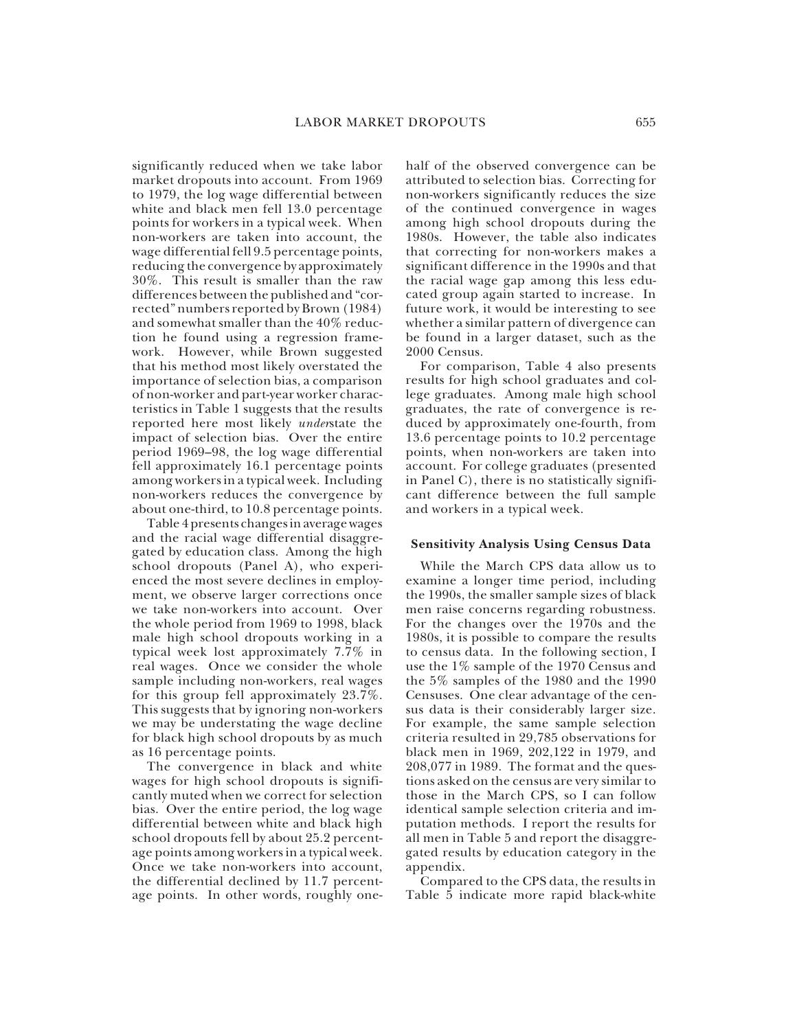significantly reduced when we take labor market dropouts into account. From 1969 to 1979, the log wage differential between white and black men fell 13.0 percentage points for workers in a typical week. When non-workers are taken into account, the wage differential fell 9.5 percentage points, reducing the convergence by approximately 30%. This result is smaller than the raw differences between the published and "corrected" numbers reported by Brown (1984) and somewhat smaller than the 40% reduction he found using a regression framework. However, while Brown suggested that his method most likely overstated the importance of selection bias, a comparison of non-worker and part-year worker characteristics in Table 1 suggests that the results reported here most likely *under*state the impact of selection bias. Over the entire period 1969–98, the log wage differential fell approximately 16.1 percentage points among workers in a typical week. Including non-workers reduces the convergence by about one-third, to 10.8 percentage points.

Table 4 presents changes in average wages and the racial wage differential disaggregated by education class. Among the high school dropouts (Panel A), who experienced the most severe declines in employment, we observe larger corrections once we take non-workers into account. Over the whole period from 1969 to 1998, black male high school dropouts working in a typical week lost approximately 7.7% in real wages. Once we consider the whole sample including non-workers, real wages for this group fell approximately 23.7%. This suggests that by ignoring non-workers we may be understating the wage decline for black high school dropouts by as much as 16 percentage points.

The convergence in black and white wages for high school dropouts is significantly muted when we correct for selection bias. Over the entire period, the log wage differential between white and black high school dropouts fell by about 25.2 percentage points among workers in a typical week. Once we take non-workers into account, the differential declined by 11.7 percentage points. In other words, roughly one-half of the observed convergence can be attributed to selection bias. Correcting for non-workers significantly reduces the size of the continued convergence in wages among high school dropouts during the 1980s. However, the table also indicates that correcting for non-workers makes a significant difference in the 1990s and that the racial wage gap among this less educated group again started to increase. In future work, it would be interesting to see whether a similar pattern of divergence can be found in a larger dataset, such as the 2000 Census.

For comparison, Table 4 also presents results for high school graduates and college graduates. Among male high school graduates, the rate of convergence is reduced by approximately one-fourth, from 13.6 percentage points to 10.2 percentage points, when non-workers are taken into account. For college graduates (presented in Panel C), there is no statistically significant difference between the full sample and workers in a typical week.

### Sensitivity Analysis Using Census Data

While the March CPS data allow us to examine a longer time period, including the 1990s, the smaller sample sizes of black men raise concerns regarding robustness. For the changes over the 1970s and the 1980s, it is possible to compare the results to census data. In the following section, I use the 1% sample of the 1970 Census and the 5% samples of the 1980 and the 1990 Censuses. One clear advantage of the census data is their considerably larger size. For example, the same sample selection criteria resulted in 29,785 observations for black men in 1969, 202,122 in 1979, and 208,077 in 1989. The format and the questions asked on the census are very similar to those in the March CPS, so I can follow identical sample selection criteria and imputation methods. I report the results for all men in Table 5 and report the disaggregated results by education category in the appendix.

Compared to the CPS data, the results in Table 5 indicate more rapid black-white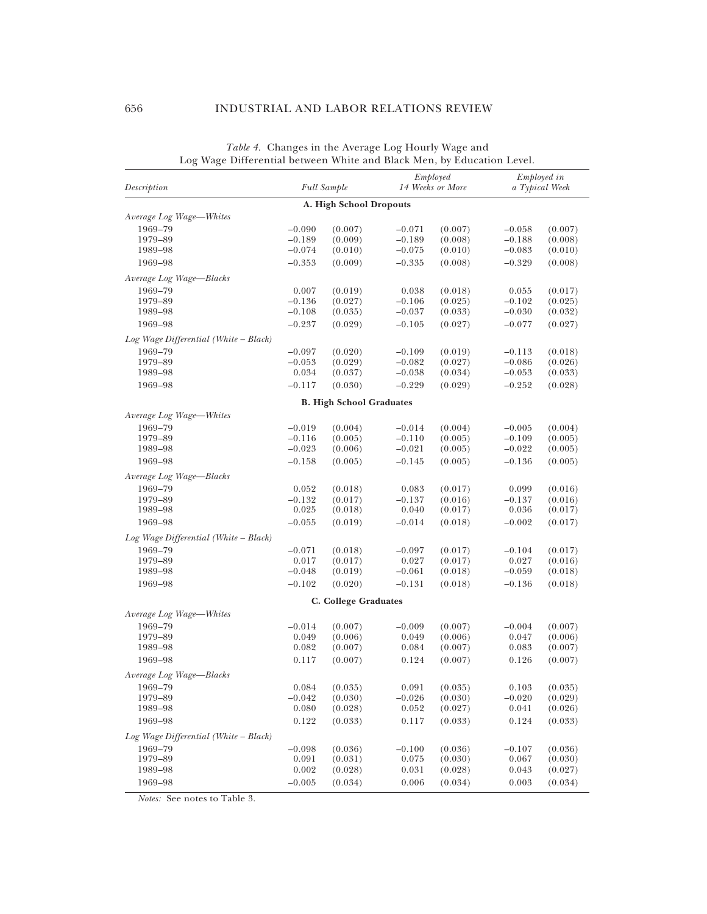*Table 4.* Changes in the Average Log Hourly Wage and Log Wage Differential between White and Black Men, by Education Level.

| *Description* | *Full Sample* | | *Employed 14 Weeks or More* | | *Employed in a Typical Week* | |
|---|---|---|---|---|---|---|
| **A. High School Dropouts** | | | | | | |
| *Average Log Wage—Whites* | | | | | | |
| 1969–79 | –0.090 | (0.007) | –0.071 | (0.007) | –0.058 | (0.007) |
| 1979–89 | –0.189 | (0.009) | –0.189 | (0.008) | –0.188 | (0.008) |
| 1989–98 | –0.074 | (0.010) | –0.075 | (0.010) | –0.083 | (0.010) |
| 1969–98 | –0.353 | (0.009) | –0.335 | (0.008) | –0.329 | (0.008) |
| *Average Log Wage—Blacks* | | | | | | |
| 1969–79 | 0.007 | (0.019) | 0.038 | (0.018) | 0.055 | (0.017) |
| 1979–89 | –0.136 | (0.027) | –0.106 | (0.025) | –0.102 | (0.025) |
| 1989–98 | –0.108 | (0.035) | –0.037 | (0.033) | –0.030 | (0.032) |
| 1969–98 | –0.237 | (0.029) | –0.105 | (0.027) | –0.077 | (0.027) |
| *Log Wage Differential (White – Black)* | | | | | | |
| 1969–79 | –0.097 | (0.020) | –0.109 | (0.019) | –0.113 | (0.018) |
| 1979–89 | –0.053 | (0.029) | –0.082 | (0.027) | –0.086 | (0.026) |
| 1989–98 | 0.034 | (0.037) | –0.038 | (0.034) | –0.053 | (0.033) |
| 1969–98 | –0.117 | (0.030) | –0.229 | (0.029) | –0.252 | (0.028) |
| **B. High School Graduates** | | | | | | |
| *Average Log Wage—Whites* | | | | | | |
| 1969–79 | –0.019 | (0.004) | –0.014 | (0.004) | –0.005 | (0.004) |
| 1979–89 | –0.116 | (0.005) | –0.110 | (0.005) | –0.109 | (0.005) |
| 1989–98 | –0.023 | (0.006) | –0.021 | (0.005) | –0.022 | (0.005) |
| 1969–98 | –0.158 | (0.005) | –0.145 | (0.005) | –0.136 | (0.005) |
| *Average Log Wage—Blacks* | | | | | | |
| 1969–79 | 0.052 | (0.018) | 0.083 | (0.017) | 0.099 | (0.016) |
| 1979–89 | –0.132 | (0.017) | –0.137 | (0.016) | –0.137 | (0.016) |
| 1989–98 | 0.025 | (0.018) | 0.040 | (0.017) | 0.036 | (0.017) |
| 1969–98 | –0.055 | (0.019) | –0.014 | (0.018) | –0.002 | (0.017) |
| *Log Wage Differential (White – Black)* | | | | | | |
| 1969–79 | –0.071 | (0.018) | –0.097 | (0.017) | –0.104 | (0.017) |
| 1979–89 | 0.017 | (0.017) | 0.027 | (0.017) | 0.027 | (0.016) |
| 1989–98 | –0.048 | (0.019) | –0.061 | (0.018) | –0.059 | (0.018) |
| 1969–98 | –0.102 | (0.020) | –0.131 | (0.018) | –0.136 | (0.018) |
| **C. College Graduates** | | | | | | |
| *Average Log Wage—Whites* | | | | | | |
| 1969–79 | –0.014 | (0.007) | –0.009 | (0.007) | –0.004 | (0.007) |
| 1979–89 | 0.049 | (0.006) | 0.049 | (0.006) | 0.047 | (0.006) |
| 1989–98 | 0.082 | (0.007) | 0.084 | (0.007) | 0.083 | (0.007) |
| 1969–98 | 0.117 | (0.007) | 0.124 | (0.007) | 0.126 | (0.007) |
| *Average Log Wage—Blacks* | | | | | | |
| 1969–79 | 0.084 | (0.035) | 0.091 | (0.035) | 0.103 | (0.035) |
| 1979–89 | –0.042 | (0.030) | –0.026 | (0.030) | –0.020 | (0.029) |
| 1989–98 | 0.080 | (0.028) | 0.052 | (0.027) | 0.041 | (0.026) |
| 1969–98 | 0.122 | (0.033) | 0.117 | (0.033) | 0.124 | (0.033) |
| *Log Wage Differential (White – Black)* | | | | | | |
| 1969–79 | –0.098 | (0.036) | –0.100 | (0.036) | –0.107 | (0.036) |
| 1979–89 | 0.091 | (0.031) | 0.075 | (0.030) | 0.067 | (0.030) |
| 1989–98 | 0.002 | (0.028) | 0.031 | (0.028) | 0.043 | (0.027) |
| 1969–98 | –0.005 | (0.034) | 0.006 | (0.034) | 0.003 | (0.034) |

*Notes:* See notes to Table 3.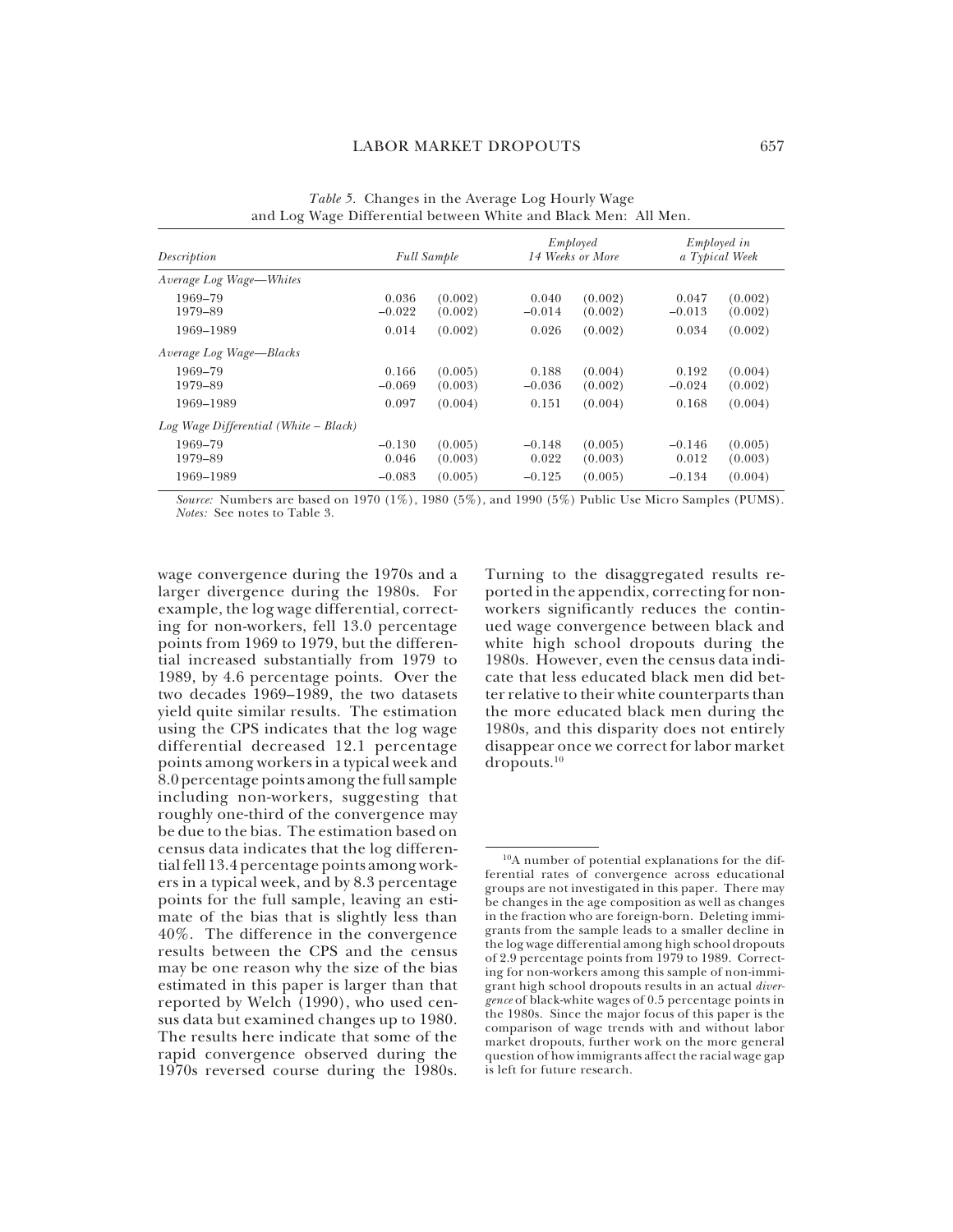*Table 5.* Changes in the Average Log Hourly Wage and Log Wage Differential between White and Black Men: All Men.

| *Description* | *Full Sample* | | *Employed 14 Weeks or More* | | *Employed in a Typical Week* | |
|---|---|---|---|---|---|---|
| *Average Log Wage—Whites* | | | | | | |
| 1969–79 | 0.036 | (0.002) | 0.040 | (0.002) | 0.047 | (0.002) |
| 1979–89 | –0.022 | (0.002) | –0.014 | (0.002) | –0.013 | (0.002) |
| 1969–1989 | 0.014 | (0.002) | 0.026 | (0.002) | 0.034 | (0.002) |
| *Average Log Wage—Blacks* | | | | | | |
| 1969–79 | 0.166 | (0.005) | 0.188 | (0.004) | 0.192 | (0.004) |
| 1979–89 | –0.069 | (0.003) | –0.036 | (0.002) | –0.024 | (0.002) |
| 1969–1989 | 0.097 | (0.004) | 0.151 | (0.004) | 0.168 | (0.004) |
| *Log Wage Differential (White – Black)* | | | | | | |
| 1969–79 | –0.130 | (0.005) | –0.148 | (0.005) | –0.146 | (0.005) |
| 1979–89 | 0.046 | (0.003) | 0.022 | (0.003) | 0.012 | (0.003) |
| 1969–1989 | –0.083 | (0.005) | –0.125 | (0.005) | –0.134 | (0.004) |

*Source:* Numbers are based on 1970 (1%), 1980 (5%), and 1990 (5%) Public Use Micro Samples (PUMS).
*Notes:* See notes to Table 3.

wage convergence during the 1970s and a larger divergence during the 1980s. For example, the log wage differential, correcting for non-workers, fell 13.0 percentage points from 1969 to 1979, but the differential increased substantially from 1979 to 1989, by 4.6 percentage points. Over the two decades 1969–1989, the two datasets yield quite similar results. The estimation using the CPS indicates that the log wage differential decreased 12.1 percentage points among workers in a typical week and 8.0 percentage points among the full sample including non-workers, suggesting that roughly one-third of the convergence may be due to the bias. The estimation based on census data indicates that the log differential fell 13.4 percentage points among workers in a typical week, and by 8.3 percentage points for the full sample, leaving an estimate of the bias that is slightly less than 40%. The difference in the convergence results between the CPS and the census may be one reason why the size of the bias estimated in this paper is larger than that reported by Welch (1990), who used census data but examined changes up to 1980. The results here indicate that some of the rapid convergence observed during the 1970s reversed course during the 1980s.

Turning to the disaggregated results reported in the appendix, correcting for non-workers significantly reduces the continued wage convergence between black and white high school dropouts during the 1980s. However, even the census data indicate that less educated black men did better relative to their white counterparts than the more educated black men during the 1980s, and this disparity does not entirely disappear once we correct for labor market dropouts.[10]

[10]A number of potential explanations for the differential rates of convergence across educational groups are not investigated in this paper. There may be changes in the age composition as well as changes in the fraction who are foreign-born. Deleting immigrants from the sample leads to a smaller decline in the log wage differential among high school dropouts of 2.9 percentage points from 1979 to 1989. Correcting for non-workers among this sample of non-immigrant high school dropouts results in an actual *divergence* of black-white wages of 0.5 percentage points in the 1980s. Since the major focus of this paper is the comparison of wage trends with and without labor market dropouts, further work on the more general question of how immigrants affect the racial wage gap is left for future research.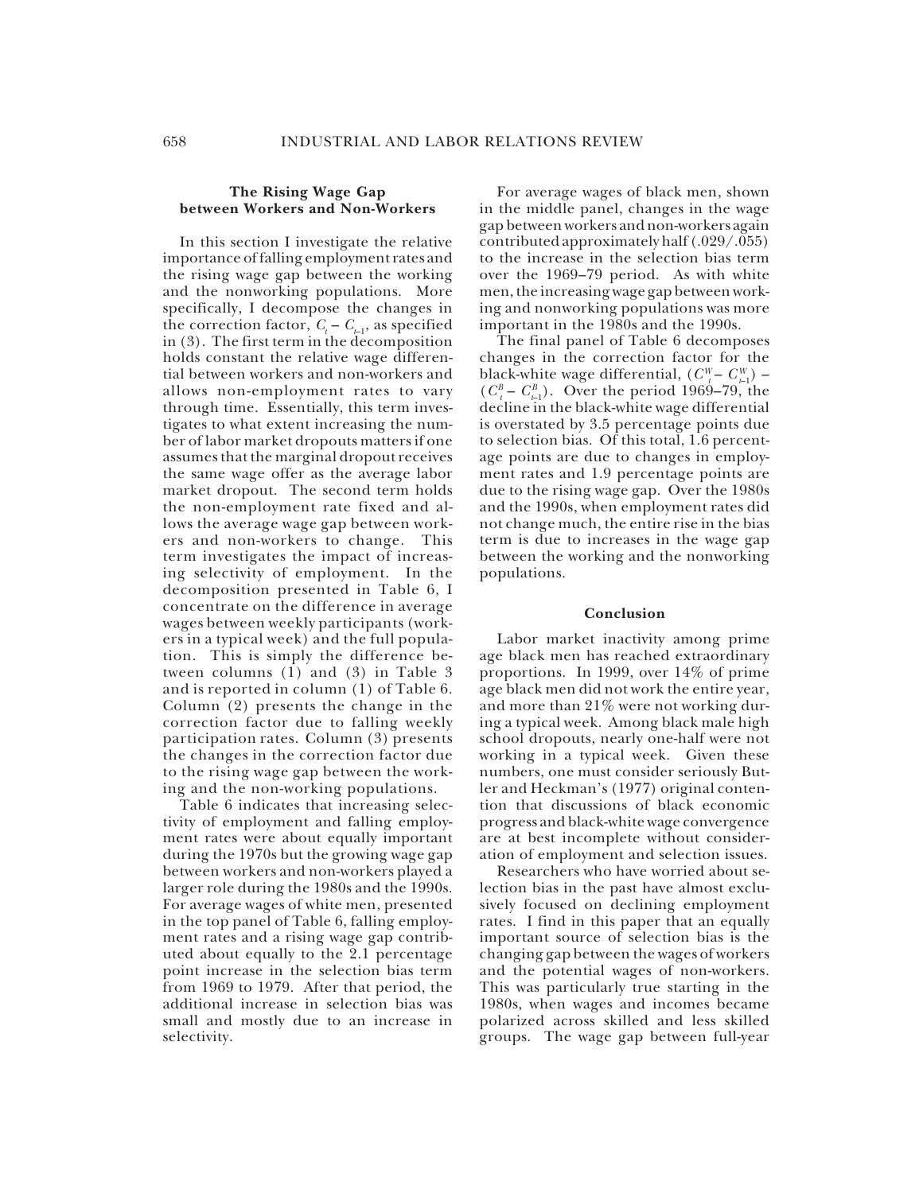## The Rising Wage Gap between Workers and Non-Workers

In this section I investigate the relative importance of falling employment rates and the rising wage gap between the working and the nonworking populations. More specifically, I decompose the changes in the correction factor, $C_t - C_{t-1}$, as specified in (3). The first term in the decomposition holds constant the relative wage differential between workers and non-workers and allows non-employment rates to vary through time. Essentially, this term investigates to what extent increasing the number of labor market dropouts matters if one assumes that the marginal dropout receives the same wage offer as the average labor market dropout. The second term holds the non-employment rate fixed and allows the average wage gap between workers and non-workers to change. This term investigates the impact of increasing selectivity of employment. In the decomposition presented in Table 6, I concentrate on the difference in average wages between weekly participants (workers in a typical week) and the full population. This is simply the difference between columns (1) and (3) in Table 3 and is reported in column (1) of Table 6. Column (2) presents the change in the correction factor due to falling weekly participation rates. Column (3) presents the changes in the correction factor due to the rising wage gap between the working and the non-working populations.

Table 6 indicates that increasing selectivity of employment and falling employment rates were about equally important during the 1970s but the growing wage gap between workers and non-workers played a larger role during the 1980s and the 1990s. For average wages of white men, presented in the top panel of Table 6, falling employment rates and a rising wage gap contributed about equally to the 2.1 percentage point increase in the selection bias term from 1969 to 1979. After that period, the additional increase in selection bias was small and mostly due to an increase in selectivity.

For average wages of black men, shown in the middle panel, changes in the wage gap between workers and non-workers again contributed approximately half (.029/.055) to the increase in the selection bias term over the 1969–79 period. As with white men, the increasing wage gap between working and nonworking populations was more important in the 1980s and the 1990s.

The final panel of Table 6 decomposes changes in the correction factor for the black-white wage differential, $(C_t^W - C_{t-1}^W) - (C_t^B - C_{t-1}^B)$. Over the period 1969–79, the decline in the black-white wage differential is overstated by 3.5 percentage points due to selection bias. Of this total, 1.6 percentage points are due to changes in employment rates and 1.9 percentage points are due to the rising wage gap. Over the 1980s and the 1990s, when employment rates did not change much, the entire rise in the bias term is due to increases in the wage gap between the working and the nonworking populations.

## Conclusion

Labor market inactivity among prime age black men has reached extraordinary proportions. In 1999, over 14% of prime age black men did not work the entire year, and more than 21% were not working during a typical week. Among black male high school dropouts, nearly one-half were not working in a typical week. Given these numbers, one must consider seriously Butler and Heckman's (1977) original contention that discussions of black economic progress and black-white wage convergence are at best incomplete without consideration of employment and selection issues.

Researchers who have worried about selection bias in the past have almost exclusively focused on declining employment rates. I find in this paper that an equally important source of selection bias is the changing gap between the wages of workers and the potential wages of non-workers. This was particularly true starting in the 1980s, when wages and incomes became polarized across skilled and less skilled groups. The wage gap between full-year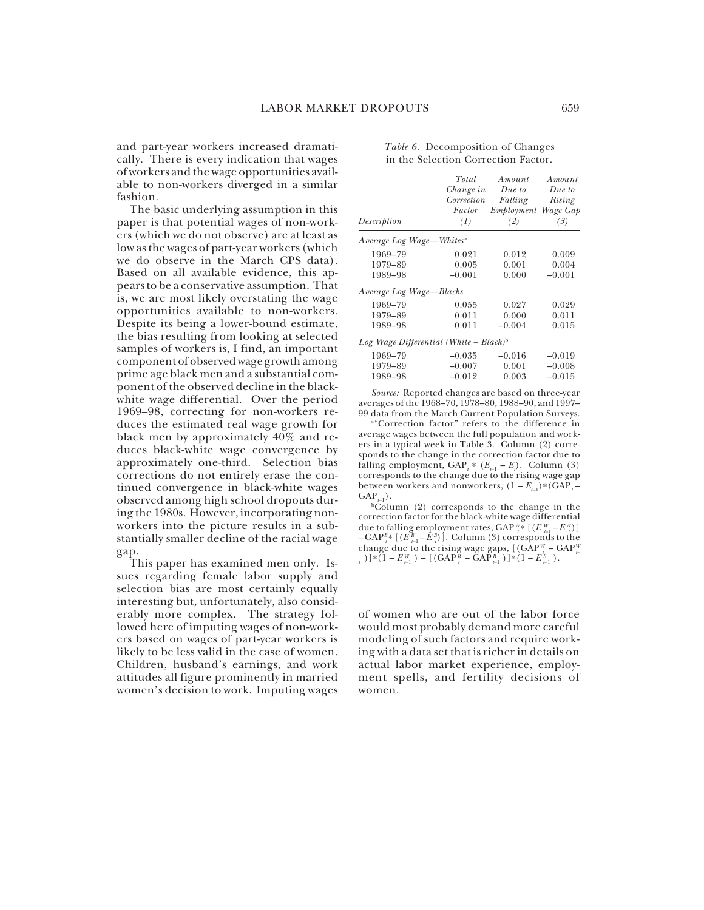and part-year workers increased dramatically. There is every indication that wages of workers and the wage opportunities available to non-workers diverged in a similar fashion.

The basic underlying assumption in this paper is that potential wages of non-workers (which we do not observe) are at least as low as the wages of part-year workers (which we do observe in the March CPS data). Based on all available evidence, this appears to be a conservative assumption. That is, we are most likely overstating the wage opportunities available to non-workers. Despite its being a lower-bound estimate, the bias resulting from looking at selected samples of workers is, I find, an important component of observed wage growth among prime age black men and a substantial component of the observed decline in the black-white wage differential. Over the period 1969–98, correcting for non-workers reduces the estimated real wage growth for black men by approximately 40% and reduces black-white wage convergence by approximately one-third. Selection bias corrections do not entirely erase the continued convergence in black-white wages observed among high school dropouts during the 1980s. However, incorporating non-workers into the picture results in a substantially smaller decline of the racial wage gap.

This paper has examined men only. Issues regarding female labor supply and selection bias are most certainly equally interesting but, unfortunately, also considerably more complex. The strategy followed here of imputing wages of non-workers based on wages of part-year workers is likely to be less valid in the case of women. Children, husband's earnings, and work attitudes all figure prominently in married women's decision to work. Imputing wages of women who are out of the labor force would most probably demand more careful modeling of such factors and require working with a data set that is richer in details on actual labor market experience, employment spells, and fertility decisions of women.

*Table 6.* Decomposition of Changes in the Selection Correction Factor.

| Description | *Total Change in Correction Factor* *(1)* | *Amount Due to Falling Employment* *(2)* | *Amount Due to Rising Wage Gap* *(3)* |
|---|---|---|---|
| *Average Log Wage—Whites*[a] | | | |
| 1969–79 | 0.021 | 0.012 | 0.009 |
| 1979–89 | 0.005 | 0.001 | 0.004 |
| 1989–98 | −0.001 | 0.000 | −0.001 |
| *Average Log Wage—Blacks* | | | |
| 1969–79 | 0.055 | 0.027 | 0.029 |
| 1979–89 | 0.011 | 0.000 | 0.011 |
| 1989–98 | 0.011 | −0.004 | 0.015 |
| *Log Wage Differential (White – Black)*[b] | | | |
| 1969–79 | −0.035 | −0.016 | −0.019 |
| 1979–89 | −0.007 | 0.001 | −0.008 |
| 1989–98 | −0.012 | 0.003 | −0.015 |

*Source:* Reported changes are based on three-year averages of the 1968–70, 1978–80, 1988–90, and 1997–99 data from the March Current Population Surveys.

[a]"Correction factor" refers to the difference in average wages between the full population and workers in a typical week in Table 3. Column (2) corresponds to the change in the correction factor due to falling employment, $\text{GAP}_t * (E_{t-1} - E_t)$. Column (3) corresponds to the change due to the rising wage gap between workers and nonworkers, $(1 - E_{t-1}) * (\text{GAP}_t - \text{GAP}_{t-1})$.

[b]Column (2) corresponds to the change in the correction factor for the black-white wage differential due to falling employment rates, $\text{GAP}^W_t * [(E^W_{t-1} - E^W_t)] - \text{GAP}^B_t * [(E^B_{t-1} - E^B_t)]$. Column (3) corresponds to the change due to the rising wage gaps, $[(\text{GAP}^W_t - \text{GAP}^W_{t-1})] * (1 - E^W_{t-1}) - [(\text{GAP}^B_t - \text{GAP}^B_{t-1})] * (1 - E^B_{t-1})$.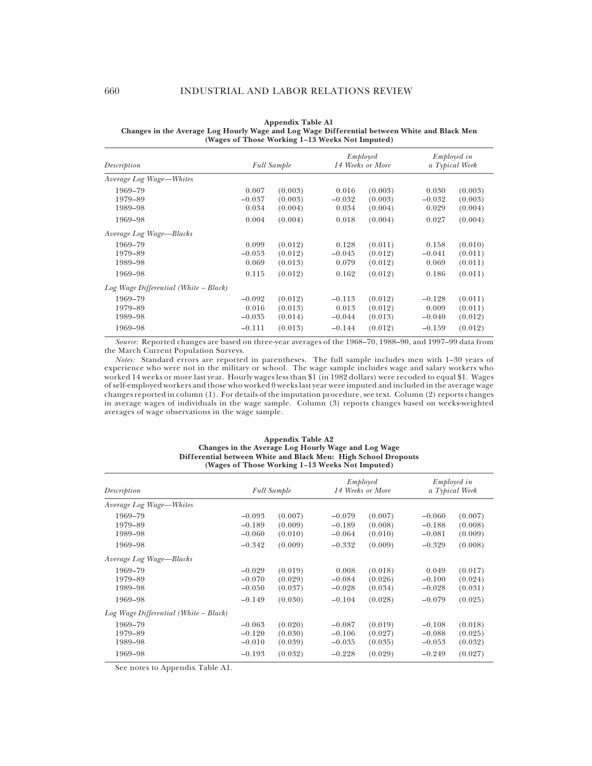**Appendix Table A1**
**Changes in the Average Log Hourly Wage and Log Wage Differential between White and Black Men (Wages of Those Working 1–13 Weeks Not Imputed)**

| Description | *Full Sample* | | *Employed 14 Weeks or More* | | *Employed in a Typical Week* | |
|---|---|---|---|---|---|---|
| *Average Log Wage—Whites* | | | | | | |
| 1969–79 | 0.007 | (0.003) | 0.016 | (0.003) | 0.030 | (0.003) |
| 1979–89 | −0.037 | (0.003) | −0.032 | (0.003) | −0.032 | (0.003) |
| 1989–98 | 0.034 | (0.004) | 0.034 | (0.004) | 0.029 | (0.004) |
| 1969–98 | 0.004 | (0.004) | 0.018 | (0.004) | 0.027 | (0.004) |
| *Average Log Wage—Blacks* | | | | | | |
| 1969–79 | 0.099 | (0.012) | 0.128 | (0.011) | 0.158 | (0.010) |
| 1979–89 | −0.053 | (0.012) | −0.045 | (0.012) | −0.041 | (0.011) |
| 1989–98 | 0.069 | (0.013) | 0.079 | (0.012) | 0.069 | (0.011) |
| 1969–98 | 0.115 | (0.012) | 0.162 | (0.012) | 0.186 | (0.011) |
| *Log Wage Differential (White – Black)* | | | | | | |
| 1969–79 | −0.092 | (0.012) | −0.113 | (0.012) | −0.128 | (0.011) |
| 1979–89 | 0.016 | (0.013) | 0.013 | (0.012) | 0.009 | (0.011) |
| 1989–98 | −0.035 | (0.014) | −0.044 | (0.013) | −0.040 | (0.012) |
| 1969–98 | −0.111 | (0.013) | −0.144 | (0.012) | −0.159 | (0.012) |

*Source:* Reported changes are based on three-year averages of the 1968–70, 1988–90, and 1997–99 data from the March Current Population Surveys.

*Notes:* Standard errors are reported in parentheses. The full sample includes men with 1–30 years of experience who were not in the military or school. The wage sample includes wage and salary workers who worked 14 weeks or more last year. Hourly wages less than $1 (in 1982 dollars) were recoded to equal $1. Wages of self-employed workers and those who worked 0 weeks last year were imputed and included in the average wage changes reported in column (1). For details of the imputation procedure, see text. Column (2) reports changes in average wages of individuals in the wage sample. Column (3) reports changes based on weeks-weighted averages of wage observations in the wage sample.

**Appendix Table A2**
**Changes in the Average Log Hourly Wage and Log Wage Differential between White and Black Men: High School Dropouts (Wages of Those Working 1–13 Weeks Not Imputed)**

| Description | *Full Sample* | | *Employed 14 Weeks or More* | | *Employed in a Typical Week* | |
|---|---|---|---|---|---|---|
| *Average Log Wage—Whites* | | | | | | |
| 1969–79 | −0.093 | (0.007) | −0.079 | (0.007) | −0.060 | (0.007) |
| 1979–89 | −0.189 | (0.009) | −0.189 | (0.008) | −0.188 | (0.008) |
| 1989–98 | −0.060 | (0.010) | −0.064 | (0.010) | −0.081 | (0.009) |
| 1969–98 | −0.342 | (0.009) | −0.332 | (0.009) | −0.329 | (0.008) |
| *Average Log Wage—Blacks* | | | | | | |
| 1969–79 | −0.029 | (0.019) | 0.008 | (0.018) | 0.049 | (0.017) |
| 1979–89 | −0.070 | (0.029) | −0.084 | (0.026) | −0.100 | (0.024) |
| 1989–98 | −0.050 | (0.037) | −0.028 | (0.034) | −0.028 | (0.031) |
| 1969–98 | −0.149 | (0.030) | −0.104 | (0.028) | −0.079 | (0.025) |
| *Log Wage Differential (White – Black)* | | | | | | |
| 1969–79 | −0.063 | (0.020) | −0.087 | (0.019) | −0.108 | (0.018) |
| 1979–89 | −0.120 | (0.030) | −0.106 | (0.027) | −0.088 | (0.025) |
| 1989–98 | −0.010 | (0.039) | −0.035 | (0.035) | −0.053 | (0.032) |
| 1969–98 | −0.193 | (0.032) | −0.228 | (0.029) | −0.249 | (0.027) |

See notes to Appendix Table A1.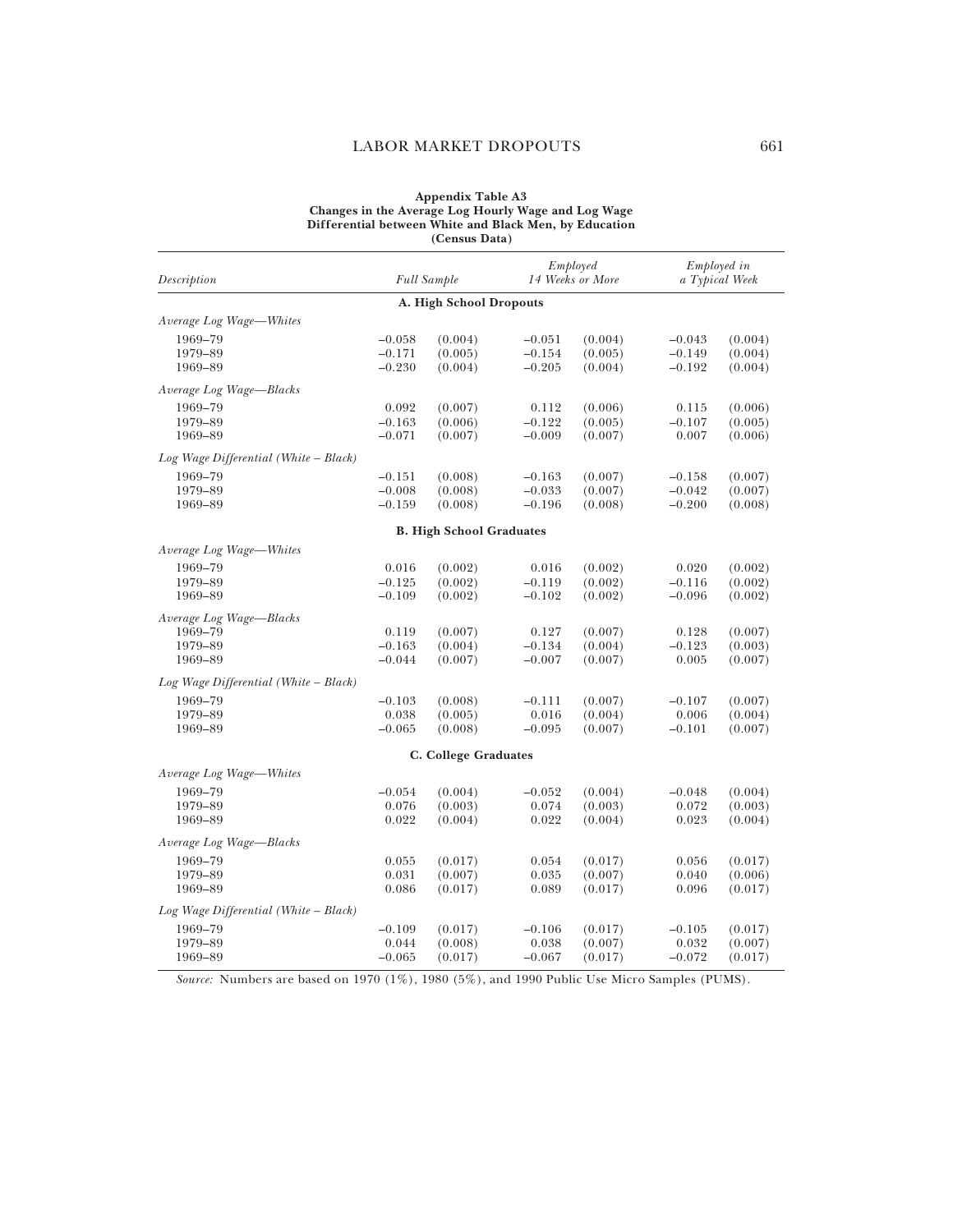**Appendix Table A3**
**Changes in the Average Log Hourly Wage and Log Wage Differential between White and Black Men, by Education (Census Data)**

| Description | Full Sample | | Employed 14 Weeks or More | | Employed in a Typical Week | |
|---|---|---|---|---|---|---|
| **A. High School Dropouts** | | | | | | |
| *Average Log Wage—Whites* | | | | | | |
| 1969–79 | −0.058 | (0.004) | −0.051 | (0.004) | −0.043 | (0.004) |
| 1979–89 | −0.171 | (0.005) | −0.154 | (0.005) | −0.149 | (0.004) |
| 1969–89 | −0.230 | (0.004) | −0.205 | (0.004) | −0.192 | (0.004) |
| *Average Log Wage—Blacks* | | | | | | |
| 1969–79 | 0.092 | (0.007) | 0.112 | (0.006) | 0.115 | (0.006) |
| 1979–89 | −0.163 | (0.006) | −0.122 | (0.005) | −0.107 | (0.005) |
| 1969–89 | −0.071 | (0.007) | −0.009 | (0.007) | 0.007 | (0.006) |
| *Log Wage Differential (White – Black)* | | | | | | |
| 1969–79 | −0.151 | (0.008) | −0.163 | (0.007) | −0.158 | (0.007) |
| 1979–89 | −0.008 | (0.008) | −0.033 | (0.007) | −0.042 | (0.007) |
| 1969–89 | −0.159 | (0.008) | −0.196 | (0.008) | −0.200 | (0.008) |
| **B. High School Graduates** | | | | | | |
| *Average Log Wage—Whites* | | | | | | |
| 1969–79 | 0.016 | (0.002) | 0.016 | (0.002) | 0.020 | (0.002) |
| 1979–89 | −0.125 | (0.002) | −0.119 | (0.002) | −0.116 | (0.002) |
| 1969–89 | −0.109 | (0.002) | −0.102 | (0.002) | −0.096 | (0.002) |
| *Average Log Wage—Blacks* | | | | | | |
| 1969–79 | 0.119 | (0.007) | 0.127 | (0.007) | 0.128 | (0.007) |
| 1979–89 | −0.163 | (0.004) | −0.134 | (0.004) | −0.123 | (0.003) |
| 1969–89 | −0.044 | (0.007) | −0.007 | (0.007) | 0.005 | (0.007) |
| *Log Wage Differential (White – Black)* | | | | | | |
| 1969–79 | −0.103 | (0.008) | −0.111 | (0.007) | −0.107 | (0.007) |
| 1979–89 | 0.038 | (0.005) | 0.016 | (0.004) | 0.006 | (0.004) |
| 1969–89 | −0.065 | (0.008) | −0.095 | (0.007) | −0.101 | (0.007) |
| **C. College Graduates** | | | | | | |
| *Average Log Wage—Whites* | | | | | | |
| 1969–79 | −0.054 | (0.004) | −0.052 | (0.004) | −0.048 | (0.004) |
| 1979–89 | 0.076 | (0.003) | 0.074 | (0.003) | 0.072 | (0.003) |
| 1969–89 | 0.022 | (0.004) | 0.022 | (0.004) | 0.023 | (0.004) |
| *Average Log Wage—Blacks* | | | | | | |
| 1969–79 | 0.055 | (0.017) | 0.054 | (0.017) | 0.056 | (0.017) |
| 1979–89 | 0.031 | (0.007) | 0.035 | (0.007) | 0.040 | (0.006) |
| 1969–89 | 0.086 | (0.017) | 0.089 | (0.017) | 0.096 | (0.017) |
| *Log Wage Differential (White – Black)* | | | | | | |
| 1969–79 | −0.109 | (0.017) | −0.106 | (0.017) | −0.105 | (0.017) |
| 1979–89 | 0.044 | (0.008) | 0.038 | (0.007) | 0.032 | (0.007) |
| 1969–89 | −0.065 | (0.017) | −0.067 | (0.017) | −0.072 | (0.017) |

*Source:* Numbers are based on 1970 (1%), 1980 (5%), and 1990 Public Use Micro Samples (PUMS).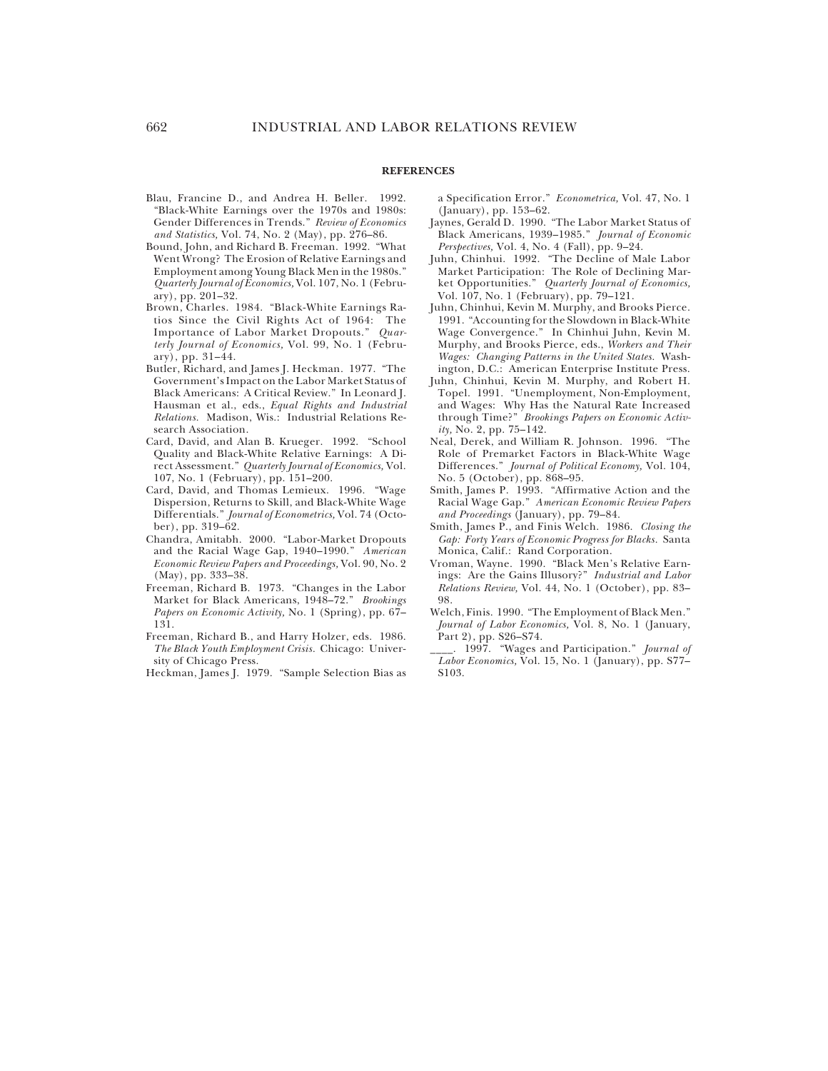## REFERENCES

Blau, Francine D., and Andrea H. Beller. 1992. "Black-White Earnings over the 1970s and 1980s: Gender Differences in Trends." *Review of Economics and Statistics,* Vol. 74, No. 2 (May), pp. 276–86.

Bound, John, and Richard B. Freeman. 1992. "What Went Wrong? The Erosion of Relative Earnings and Employment among Young Black Men in the 1980s." *Quarterly Journal of Economics,* Vol. 107, No. 1 (February), pp. 201–32.

Brown, Charles. 1984. "Black-White Earnings Ratios Since the Civil Rights Act of 1964: The Importance of Labor Market Dropouts." *Quarterly Journal of Economics,* Vol. 99, No. 1 (February), pp. 31–44.

Butler, Richard, and James J. Heckman. 1977. "The Government's Impact on the Labor Market Status of Black Americans: A Critical Review." In Leonard J. Hausman et al., eds., *Equal Rights and Industrial Relations.* Madison, Wis.: Industrial Relations Research Association.

Card, David, and Alan B. Krueger. 1992. "School Quality and Black-White Relative Earnings: A Direct Assessment." *Quarterly Journal of Economics,* Vol. 107, No. 1 (February), pp. 151–200.

Card, David, and Thomas Lemieux. 1996. "Wage Dispersion, Returns to Skill, and Black-White Wage Differentials." *Journal of Econometrics,* Vol. 74 (October), pp. 319–62.

Chandra, Amitabh. 2000. "Labor-Market Dropouts and the Racial Wage Gap, 1940–1990." *American Economic Review Papers and Proceedings,* Vol. 90, No. 2 (May), pp. 333–38.

Freeman, Richard B. 1973. "Changes in the Labor Market for Black Americans, 1948–72." *Brookings Papers on Economic Activity,* No. 1 (Spring), pp. 67–131.

Freeman, Richard B., and Harry Holzer, eds. 1986. *The Black Youth Employment Crisis.* Chicago: University of Chicago Press.

Heckman, James J. 1979. "Sample Selection Bias as a Specification Error." *Econometrica,* Vol. 47, No. 1 (January), pp. 153–62.

Jaynes, Gerald D. 1990. "The Labor Market Status of Black Americans, 1939–1985." *Journal of Economic Perspectives,* Vol. 4, No. 4 (Fall), pp. 9–24.

Juhn, Chinhui. 1992. "The Decline of Male Labor Market Participation: The Role of Declining Market Opportunities." *Quarterly Journal of Economics,* Vol. 107, No. 1 (February), pp. 79–121.

Juhn, Chinhui, Kevin M. Murphy, and Brooks Pierce. 1991. "Accounting for the Slowdown in Black-White Wage Convergence." In Chinhui Juhn, Kevin M. Murphy, and Brooks Pierce, eds., *Workers and Their Wages: Changing Patterns in the United States.* Washington, D.C.: American Enterprise Institute Press.

Juhn, Chinhui, Kevin M. Murphy, and Robert H. Topel. 1991. "Unemployment, Non-Employment, and Wages: Why Has the Natural Rate Increased through Time?" *Brookings Papers on Economic Activity,* No. 2, pp. 75–142.

Neal, Derek, and William R. Johnson. 1996. "The Role of Premarket Factors in Black-White Wage Differences." *Journal of Political Economy,* Vol. 104, No. 5 (October), pp. 868–95.

Smith, James P. 1993. "Affirmative Action and the Racial Wage Gap." *American Economic Review Papers and Proceedings* (January), pp. 79–84.

Smith, James P., and Finis Welch. 1986. *Closing the Gap: Forty Years of Economic Progress for Blacks.* Santa Monica, Calif.: Rand Corporation.

Vroman, Wayne. 1990. "Black Men's Relative Earnings: Are the Gains Illusory?" *Industrial and Labor Relations Review,* Vol. 44, No. 1 (October), pp. 83–98.

Welch, Finis. 1990. "The Employment of Black Men." *Journal of Labor Economics,* Vol. 8, No. 1 (January, Part 2), pp. S26–S74.

\_\_\_\_. 1997. "Wages and Participation." *Journal of Labor Economics,* Vol. 15, No. 1 (January), pp. S77–S103.